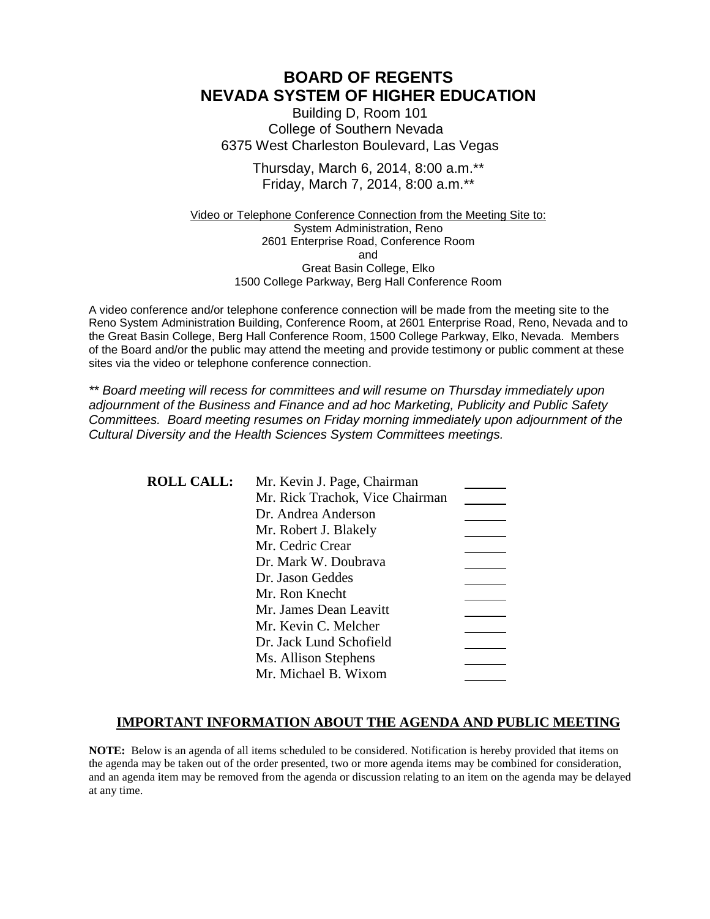# BOARD OF REGENTS
# NEVADA SYSTEM OF HIGHER EDUCATION

Building D, Room 101
College of Southern Nevada
6375 West Charleston Boulevard, Las Vegas

Thursday, March 6, 2014, 8:00 a.m.**
Friday, March 7, 2014, 8:00 a.m.**

Video or Telephone Conference Connection from the Meeting Site to:
System Administration, Reno
2601 Enterprise Road, Conference Room
and
Great Basin College, Elko
1500 College Parkway, Berg Hall Conference Room

A video conference and/or telephone conference connection will be made from the meeting site to the Reno System Administration Building, Conference Room, at 2601 Enterprise Road, Reno, Nevada and to the Great Basin College, Berg Hall Conference Room, 1500 College Parkway, Elko, Nevada. Members of the Board and/or the public may attend the meeting and provide testimony or public comment at these sites via the video or telephone conference connection.

*** Board meeting will recess for committees and will resume on Thursday immediately upon adjournment of the Business and Finance and ad hoc Marketing, Publicity and Public Safety Committees. Board meeting resumes on Friday morning immediately upon adjournment of the Cultural Diversity and the Health Sciences System Committees meetings.*

**ROLL CALL:**

| | |
|---|---|
| Mr. Kevin J. Page, Chairman | ______ |
| Mr. Rick Trachok, Vice Chairman | ______ |
| Dr. Andrea Anderson | ______ |
| Mr. Robert J. Blakely | ______ |
| Mr. Cedric Crear | ______ |
| Dr. Mark W. Doubrava | ______ |
| Dr. Jason Geddes | ______ |
| Mr. Ron Knecht | ______ |
| Mr. James Dean Leavitt | ______ |
| Mr. Kevin C. Melcher | ______ |
| Dr. Jack Lund Schofield | ______ |
| Ms. Allison Stephens | ______ |
| Mr. Michael B. Wixom | ______ |

## IMPORTANT INFORMATION ABOUT THE AGENDA AND PUBLIC MEETING

**NOTE:** Below is an agenda of all items scheduled to be considered. Notification is hereby provided that items on the agenda may be taken out of the order presented, two or more agenda items may be combined for consideration, and an agenda item may be removed from the agenda or discussion relating to an item on the agenda may be delayed at any time.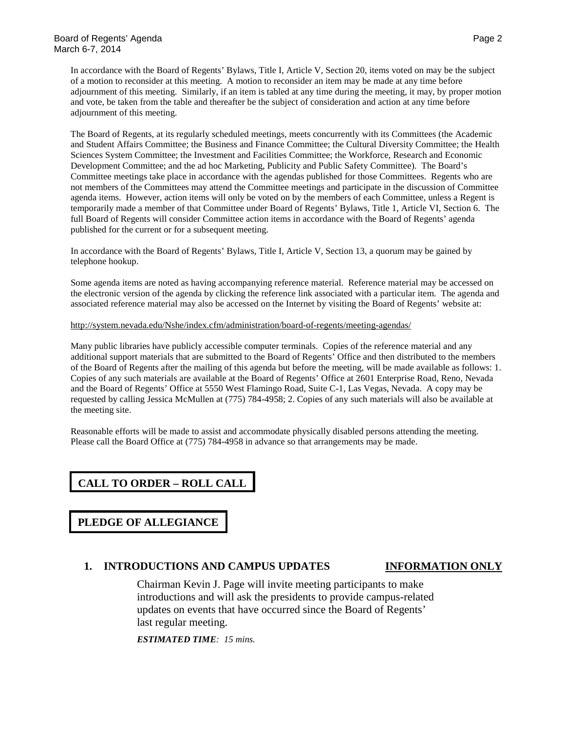In accordance with the Board of Regents' Bylaws, Title I, Article V, Section 20, items voted on may be the subject of a motion to reconsider at this meeting. A motion to reconsider an item may be made at any time before adjournment of this meeting. Similarly, if an item is tabled at any time during the meeting, it may, by proper motion and vote, be taken from the table and thereafter be the subject of consideration and action at any time before adjournment of this meeting.

The Board of Regents, at its regularly scheduled meetings, meets concurrently with its Committees (the Academic and Student Affairs Committee; the Business and Finance Committee; the Cultural Diversity Committee; the Health Sciences System Committee; the Investment and Facilities Committee; the Workforce, Research and Economic Development Committee; and the ad hoc Marketing, Publicity and Public Safety Committee). The Board's Committee meetings take place in accordance with the agendas published for those Committees. Regents who are not members of the Committees may attend the Committee meetings and participate in the discussion of Committee agenda items. However, action items will only be voted on by the members of each Committee, unless a Regent is temporarily made a member of that Committee under Board of Regents' Bylaws, Title 1, Article VI, Section 6. The full Board of Regents will consider Committee action items in accordance with the Board of Regents' agenda published for the current or for a subsequent meeting.

In accordance with the Board of Regents' Bylaws, Title I, Article V, Section 13, a quorum may be gained by telephone hookup.

Some agenda items are noted as having accompanying reference material. Reference material may be accessed on the electronic version of the agenda by clicking the reference link associated with a particular item. The agenda and associated reference material may also be accessed on the Internet by visiting the Board of Regents' website at:

http://system.nevada.edu/Nshe/index.cfm/administration/board-of-regents/meeting-agendas/

Many public libraries have publicly accessible computer terminals. Copies of the reference material and any additional support materials that are submitted to the Board of Regents' Office and then distributed to the members of the Board of Regents after the mailing of this agenda but before the meeting, will be made available as follows: 1. Copies of any such materials are available at the Board of Regents' Office at 2601 Enterprise Road, Reno, Nevada and the Board of Regents' Office at 5550 West Flamingo Road, Suite C-1, Las Vegas, Nevada. A copy may be requested by calling Jessica McMullen at (775) 784-4958; 2. Copies of any such materials will also be available at the meeting site.

Reasonable efforts will be made to assist and accommodate physically disabled persons attending the meeting. Please call the Board Office at (775) 784-4958 in advance so that arrangements may be made.

## CALL TO ORDER – ROLL CALL

## PLEDGE OF ALLEGIANCE

### 1. INTRODUCTIONS AND CAMPUS UPDATES — INFORMATION ONLY

Chairman Kevin J. Page will invite meeting participants to make introductions and will ask the presidents to provide campus-related updates on events that have occurred since the Board of Regents' last regular meeting.

***ESTIMATED TIME****: 15 mins.*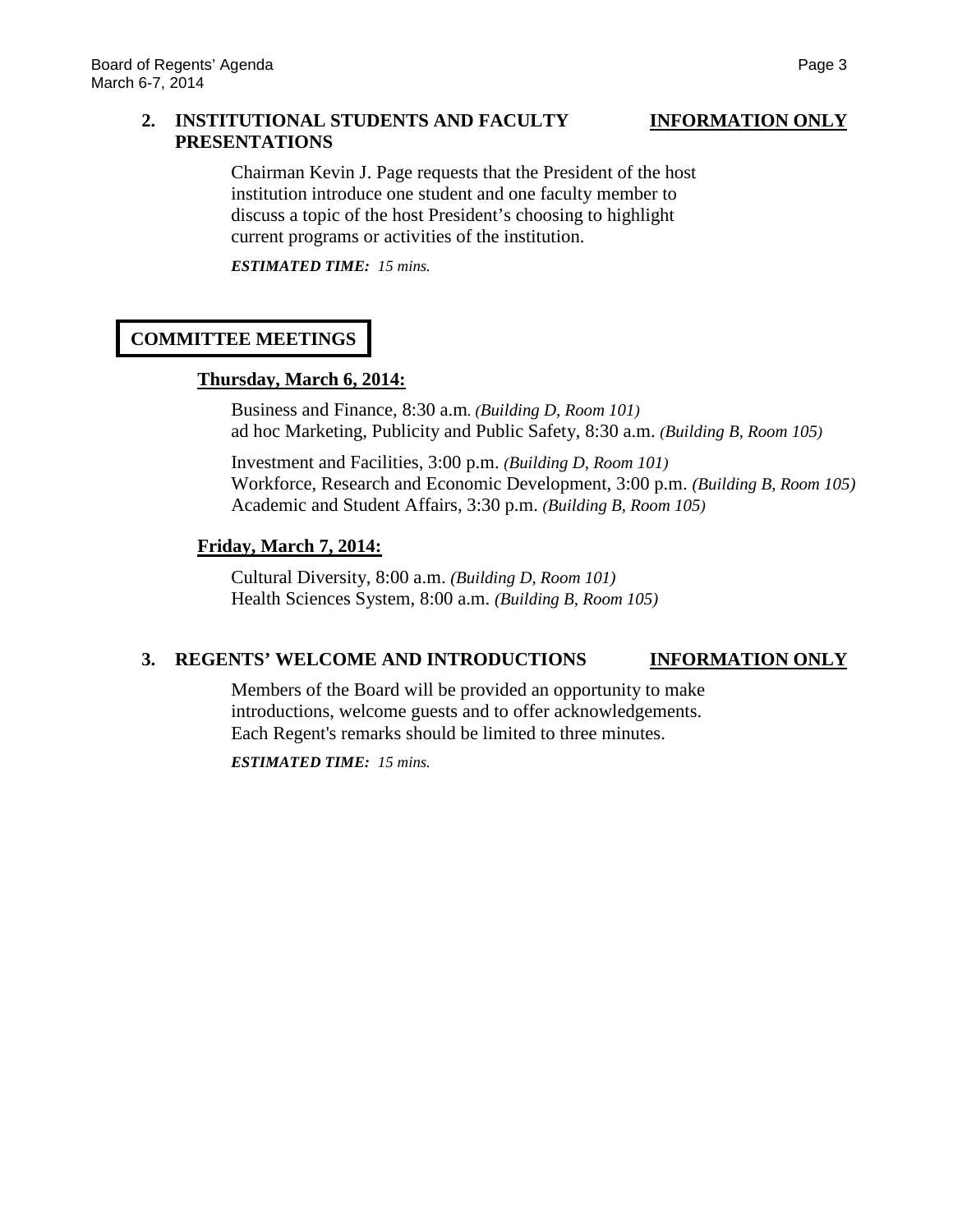**2. INSTITUTIONAL STUDENTS AND FACULTY PRESENTATIONS** **INFORMATION ONLY**

Chairman Kevin J. Page requests that the President of the host institution introduce one student and one faculty member to discuss a topic of the host President's choosing to highlight current programs or activities of the institution.

***ESTIMATED TIME:*** *15 mins.*

## COMMITTEE MEETINGS

**Thursday, March 6, 2014:**

Business and Finance, 8:30 a.m. *(Building D, Room 101)*
ad hoc Marketing, Publicity and Public Safety, 8:30 a.m. *(Building B, Room 105)*

Investment and Facilities, 3:00 p.m. *(Building D, Room 101)*
Workforce, Research and Economic Development, 3:00 p.m. *(Building B, Room 105)*
Academic and Student Affairs, 3:30 p.m. *(Building B, Room 105)*

**Friday, March 7, 2014:**

Cultural Diversity, 8:00 a.m. *(Building D, Room 101)*
Health Sciences System, 8:00 a.m. *(Building B, Room 105)*

**3. REGENTS' WELCOME AND INTRODUCTIONS** **INFORMATION ONLY**

Members of the Board will be provided an opportunity to make introductions, welcome guests and to offer acknowledgements. Each Regent's remarks should be limited to three minutes.

***ESTIMATED TIME:*** *15 mins.*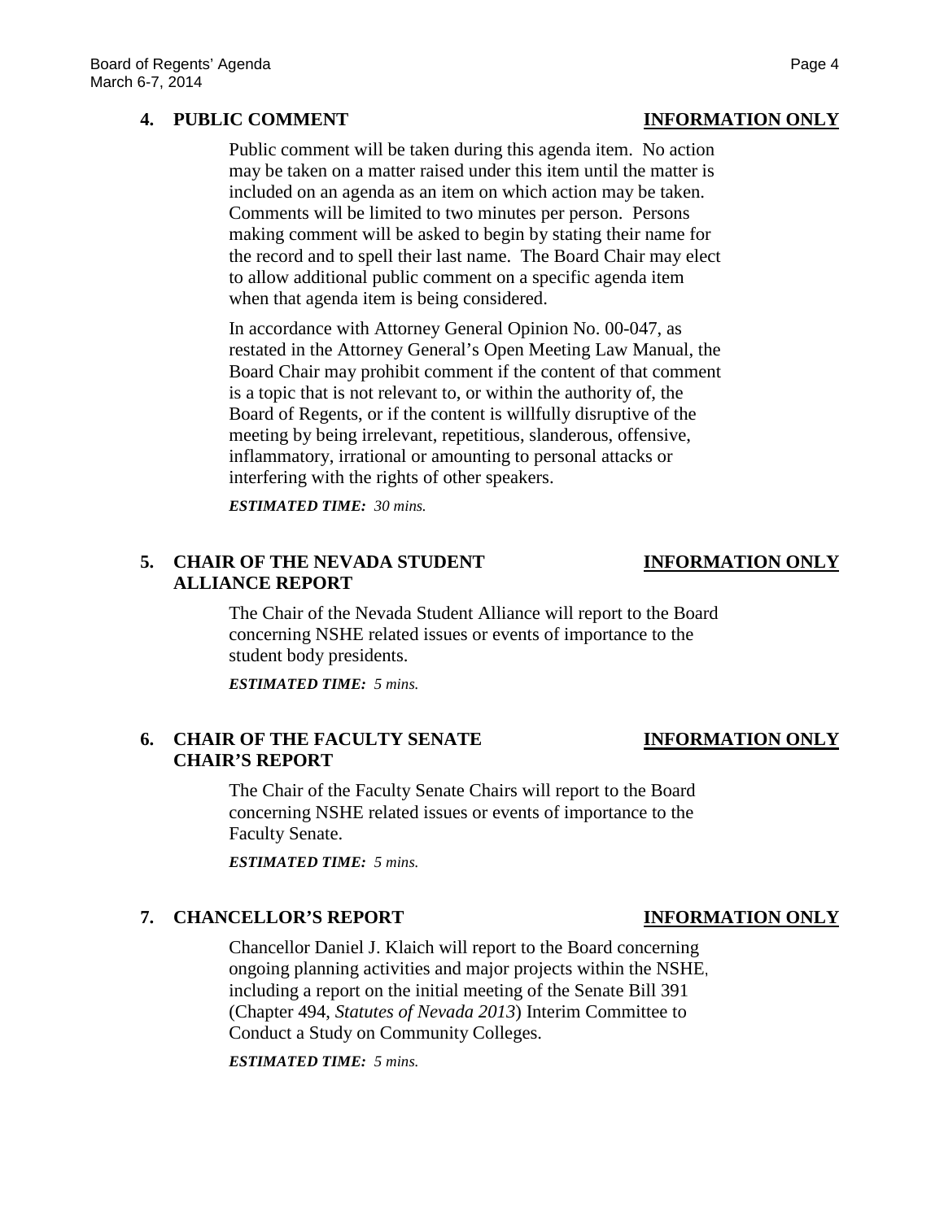**4. PUBLIC COMMENT** **INFORMATION ONLY**

Public comment will be taken during this agenda item. No action may be taken on a matter raised under this item until the matter is included on an agenda as an item on which action may be taken. Comments will be limited to two minutes per person. Persons making comment will be asked to begin by stating their name for the record and to spell their last name. The Board Chair may elect to allow additional public comment on a specific agenda item when that agenda item is being considered.

In accordance with Attorney General Opinion No. 00-047, as restated in the Attorney General's Open Meeting Law Manual, the Board Chair may prohibit comment if the content of that comment is a topic that is not relevant to, or within the authority of, the Board of Regents, or if the content is willfully disruptive of the meeting by being irrelevant, repetitious, slanderous, offensive, inflammatory, irrational or amounting to personal attacks or interfering with the rights of other speakers.

***ESTIMATED TIME:*** *30 mins.*

**5. CHAIR OF THE NEVADA STUDENT ALLIANCE REPORT** **INFORMATION ONLY**

The Chair of the Nevada Student Alliance will report to the Board concerning NSHE related issues or events of importance to the student body presidents.

***ESTIMATED TIME:*** *5 mins.*

**6. CHAIR OF THE FACULTY SENATE CHAIR'S REPORT** **INFORMATION ONLY**

The Chair of the Faculty Senate Chairs will report to the Board concerning NSHE related issues or events of importance to the Faculty Senate.

***ESTIMATED TIME:*** *5 mins.*

**7. CHANCELLOR'S REPORT** **INFORMATION ONLY**

Chancellor Daniel J. Klaich will report to the Board concerning ongoing planning activities and major projects within the NSHE, including a report on the initial meeting of the Senate Bill 391 (Chapter 494, *Statutes of Nevada 2013*) Interim Committee to Conduct a Study on Community Colleges.

***ESTIMATED TIME:*** *5 mins.*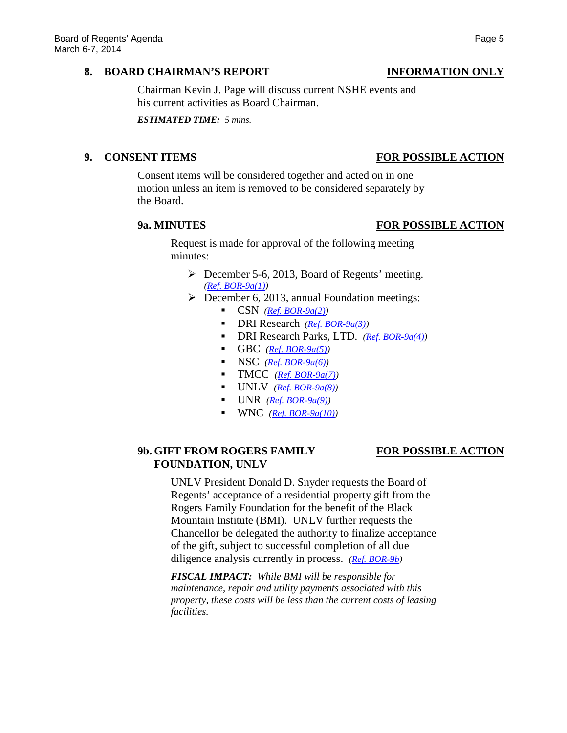## 8. BOARD CHAIRMAN'S REPORT — INFORMATION ONLY

Chairman Kevin J. Page will discuss current NSHE events and his current activities as Board Chairman.

***ESTIMATED TIME:*** *5 mins.*

## 9. CONSENT ITEMS — FOR POSSIBLE ACTION

Consent items will be considered together and acted on in one motion unless an item is removed to be considered separately by the Board.

### 9a. MINUTES — FOR POSSIBLE ACTION

Request is made for approval of the following meeting minutes:

- December 5-6, 2013, Board of Regents' meeting. *(Ref. BOR-9a(1))*
- December 6, 2013, annual Foundation meetings:
  - CSN *(Ref. BOR-9a(2))*
  - DRI Research *(Ref. BOR-9a(3))*
  - DRI Research Parks, LTD. *(Ref. BOR-9a(4))*
  - GBC *(Ref. BOR-9a(5))*
  - NSC *(Ref. BOR-9a(6))*
  - TMCC *(Ref. BOR-9a(7))*
  - UNLV *(Ref. BOR-9a(8))*
  - UNR *(Ref. BOR-9a(9))*
  - WNC *(Ref. BOR-9a(10))*

### 9b. GIFT FROM ROGERS FAMILY FOUNDATION, UNLV — FOR POSSIBLE ACTION

UNLV President Donald D. Snyder requests the Board of Regents' acceptance of a residential property gift from the Rogers Family Foundation for the benefit of the Black Mountain Institute (BMI). UNLV further requests the Chancellor be delegated the authority to finalize acceptance of the gift, subject to successful completion of all due diligence analysis currently in process. *(Ref. BOR-9b)*

***FISCAL IMPACT:*** *While BMI will be responsible for maintenance, repair and utility payments associated with this property, these costs will be less than the current costs of leasing facilities.*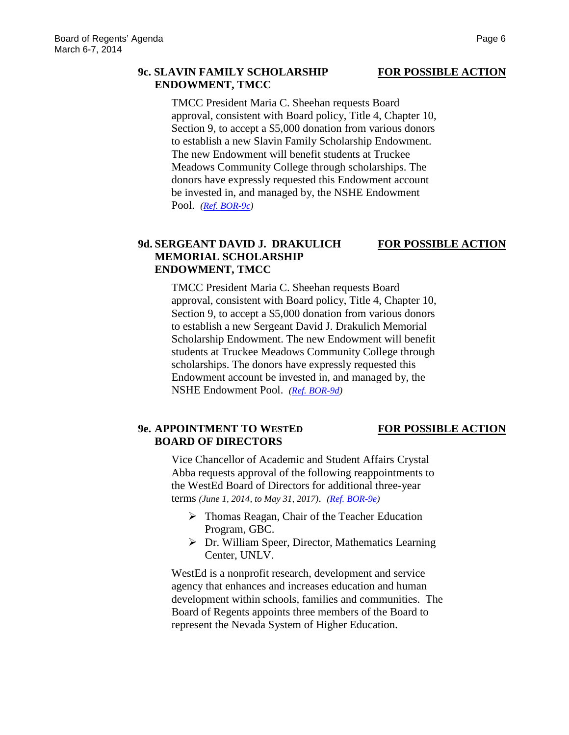### 9c. SLAVIN FAMILY SCHOLARSHIP ENDOWMENT, TMCC — FOR POSSIBLE ACTION

TMCC President Maria C. Sheehan requests Board approval, consistent with Board policy, Title 4, Chapter 10, Section 9, to accept a $5,000 donation from various donors to establish a new Slavin Family Scholarship Endowment. The new Endowment will benefit students at Truckee Meadows Community College through scholarships. The donors have expressly requested this Endowment account be invested in, and managed by, the NSHE Endowment Pool. *(Ref. BOR-9c)*

### 9d. SERGEANT DAVID J. DRAKULICH MEMORIAL SCHOLARSHIP ENDOWMENT, TMCC — FOR POSSIBLE ACTION

TMCC President Maria C. Sheehan requests Board approval, consistent with Board policy, Title 4, Chapter 10, Section 9, to accept a $5,000 donation from various donors to establish a new Sergeant David J. Drakulich Memorial Scholarship Endowment. The new Endowment will benefit students at Truckee Meadows Community College through scholarships. The donors have expressly requested this Endowment account be invested in, and managed by, the NSHE Endowment Pool. *(Ref. BOR-9d)*

### 9e. APPOINTMENT TO WESTED BOARD OF DIRECTORS — FOR POSSIBLE ACTION

Vice Chancellor of Academic and Student Affairs Crystal Abba requests approval of the following reappointments to the WestEd Board of Directors for additional three-year terms *(June 1, 2014, to May 31, 2017)*. *(Ref. BOR-9e)*

- Thomas Reagan, Chair of the Teacher Education Program, GBC.
- Dr. William Speer, Director, Mathematics Learning Center, UNLV.

WestEd is a nonprofit research, development and service agency that enhances and increases education and human development within schools, families and communities. The Board of Regents appoints three members of the Board to represent the Nevada System of Higher Education.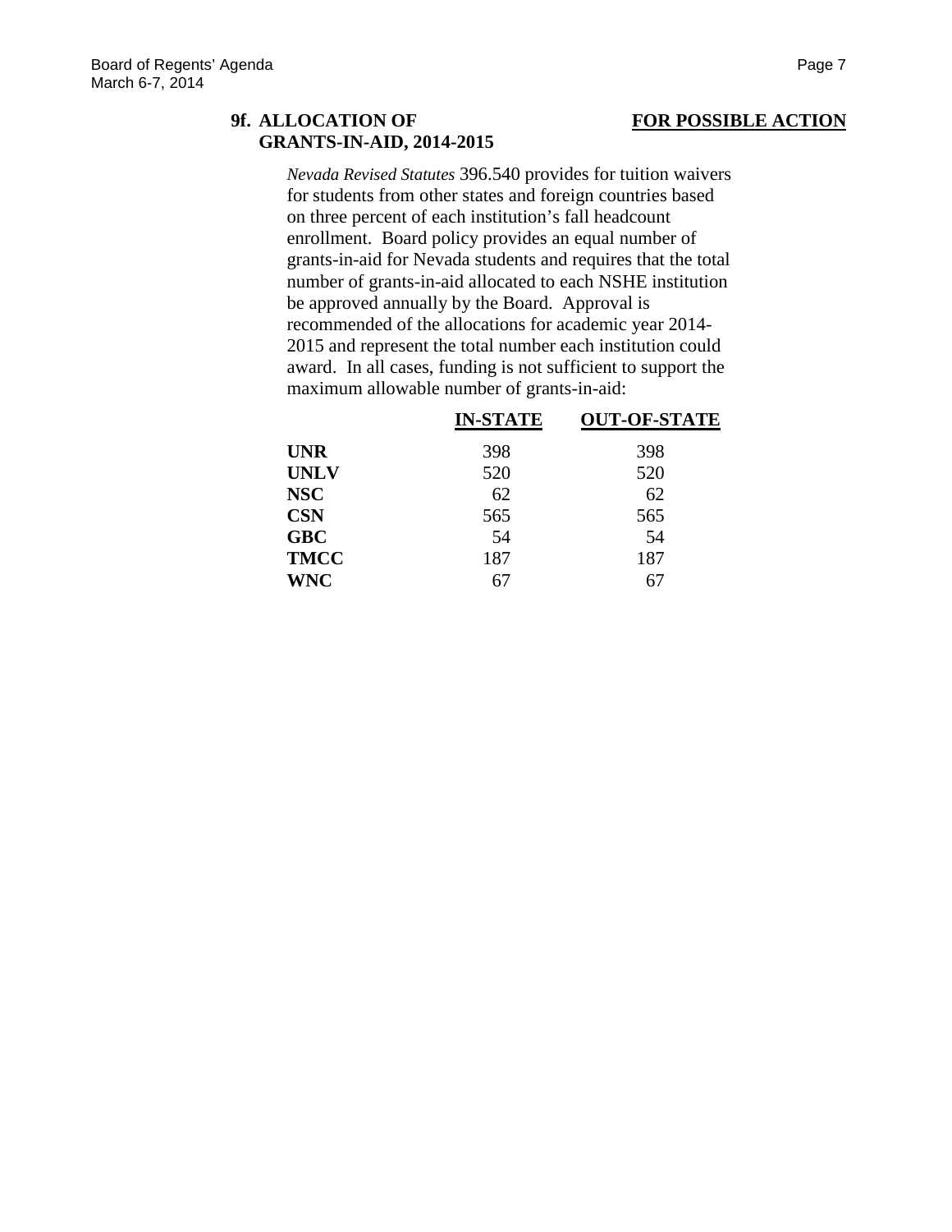### 9f. ALLOCATION OF GRANTS-IN-AID, 2014-2015

**FOR POSSIBLE ACTION**

*Nevada Revised Statutes* 396.540 provides for tuition waivers for students from other states and foreign countries based on three percent of each institution's fall headcount enrollment. Board policy provides an equal number of grants-in-aid for Nevada students and requires that the total number of grants-in-aid allocated to each NSHE institution be approved annually by the Board. Approval is recommended of the allocations for academic year 2014-2015 and represent the total number each institution could award. In all cases, funding is not sufficient to support the maximum allowable number of grants-in-aid:

| | IN-STATE | OUT-OF-STATE |
|---|---|---|
| **UNR** | 398 | 398 |
| **UNLV** | 520 | 520 |
| **NSC** | 62 | 62 |
| **CSN** | 565 | 565 |
| **GBC** | 54 | 54 |
| **TMCC** | 187 | 187 |
| **WNC** | 67 | 67 |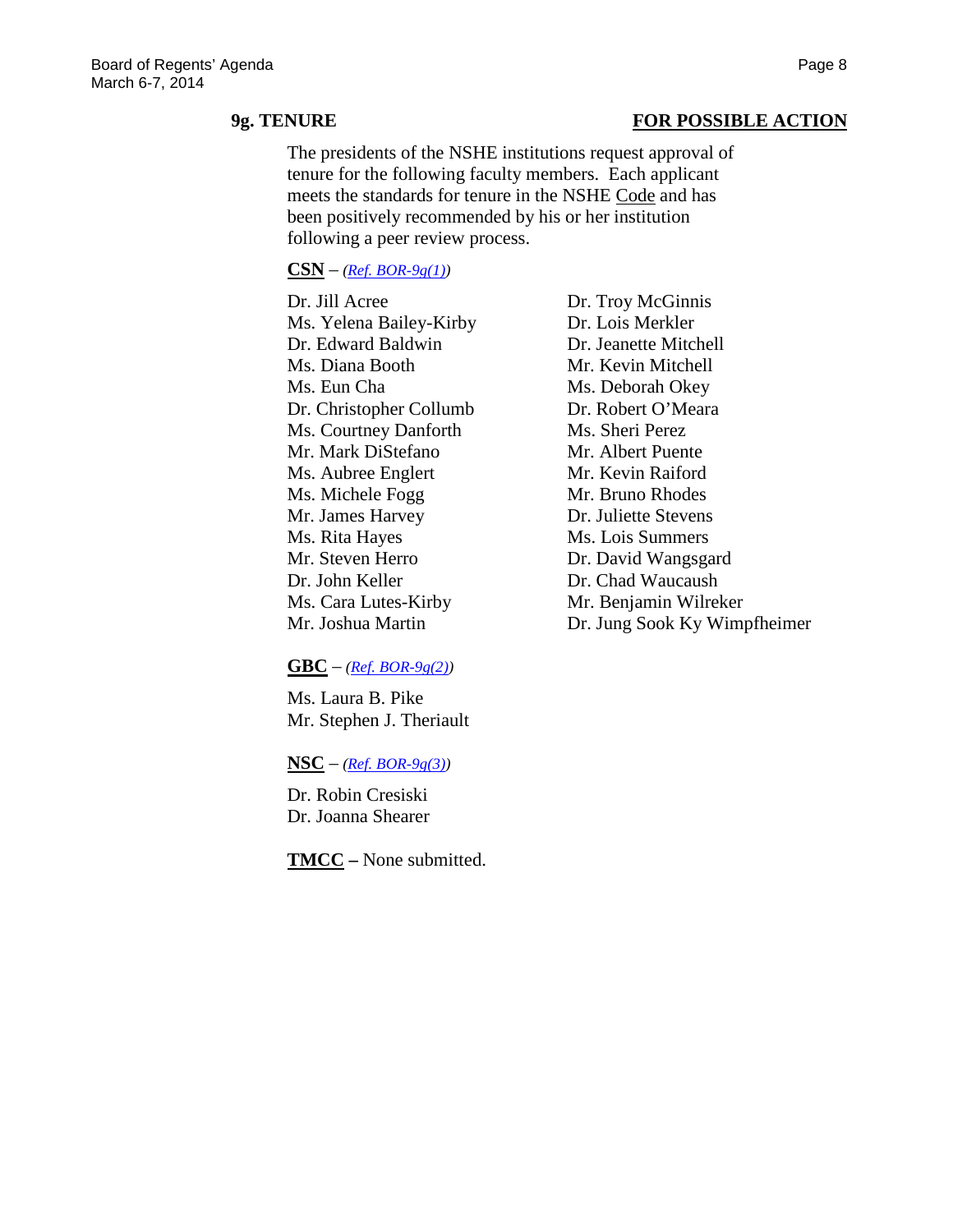## 9g. TENURE **FOR POSSIBLE ACTION**

The presidents of the NSHE institutions request approval of tenure for the following faculty members. Each applicant meets the standards for tenure in the NSHE Code and has been positively recommended by his or her institution following a peer review process.

**CSN** – *(Ref. BOR-9g(1))*

Dr. Jill Acree
Ms. Yelena Bailey-Kirby
Dr. Edward Baldwin
Ms. Diana Booth
Ms. Eun Cha
Dr. Christopher Collumb
Ms. Courtney Danforth
Mr. Mark DiStefano
Ms. Aubree Englert
Ms. Michele Fogg
Mr. James Harvey
Ms. Rita Hayes
Mr. Steven Herro
Dr. John Keller
Ms. Cara Lutes-Kirby
Mr. Joshua Martin
Dr. Troy McGinnis
Dr. Lois Merkler
Dr. Jeanette Mitchell
Mr. Kevin Mitchell
Ms. Deborah Okey
Dr. Robert O'Meara
Ms. Sheri Perez
Mr. Albert Puente
Mr. Kevin Raiford
Mr. Bruno Rhodes
Dr. Juliette Stevens
Ms. Lois Summers
Dr. David Wangsgard
Dr. Chad Waucaush
Mr. Benjamin Wilreker
Dr. Jung Sook Ky Wimpfheimer

**GBC** – *(Ref. BOR-9g(2))*

Ms. Laura B. Pike
Mr. Stephen J. Theriault

**NSC** – *(Ref. BOR-9g(3))*

Dr. Robin Cresiski
Dr. Joanna Shearer

**TMCC –** None submitted.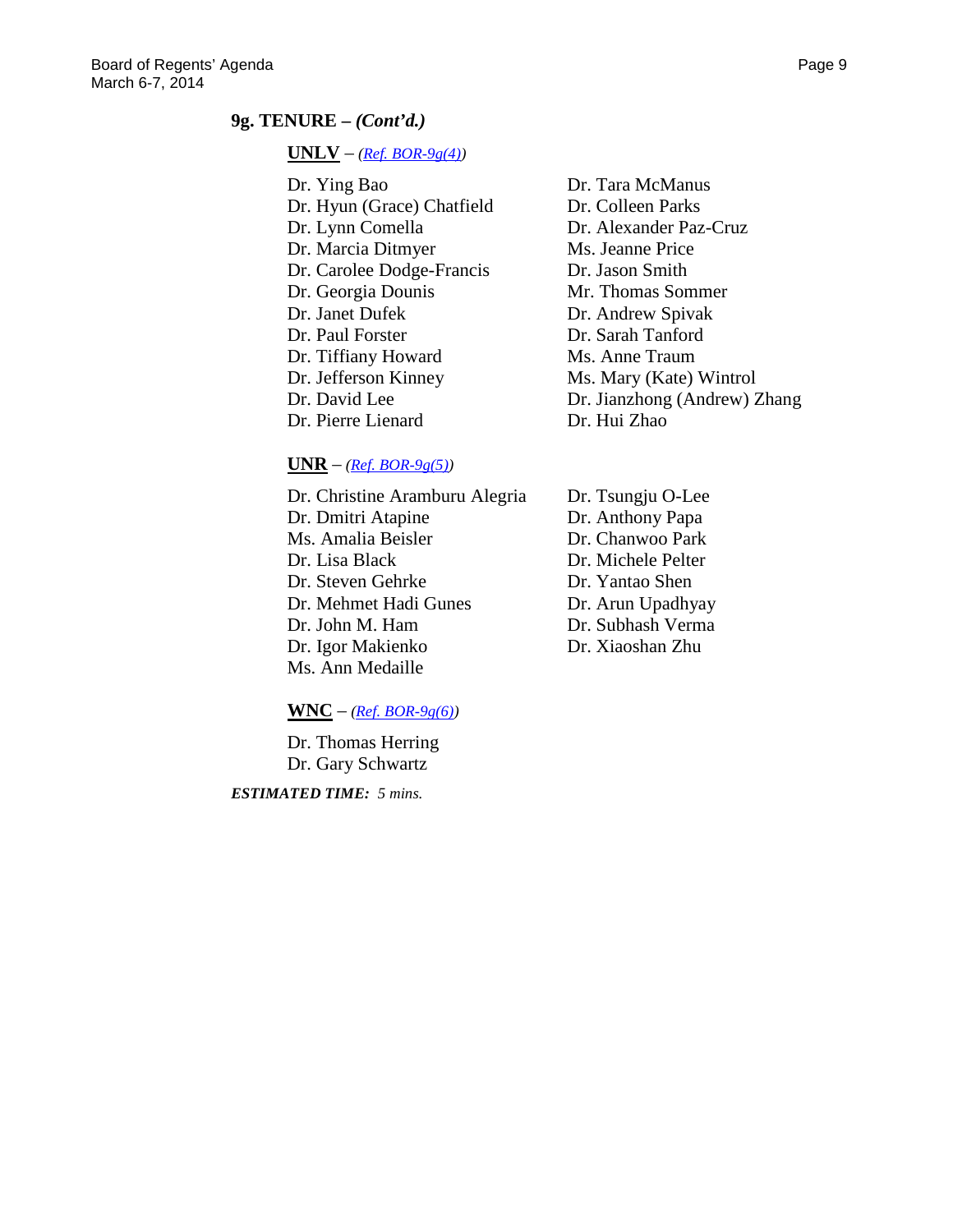## 9g. TENURE – *(Cont'd.)*

**UNLV** – *(Ref. BOR-9g(4))*

- Dr. Ying Bao
- Dr. Hyun (Grace) Chatfield
- Dr. Lynn Comella
- Dr. Marcia Ditmyer
- Dr. Carolee Dodge-Francis
- Dr. Georgia Dounis
- Dr. Janet Dufek
- Dr. Paul Forster
- Dr. Tiffiany Howard
- Dr. Jefferson Kinney
- Dr. David Lee
- Dr. Pierre Lienard
- Dr. Tara McManus
- Dr. Colleen Parks
- Dr. Alexander Paz-Cruz
- Ms. Jeanne Price
- Dr. Jason Smith
- Mr. Thomas Sommer
- Dr. Andrew Spivak
- Dr. Sarah Tanford
- Ms. Anne Traum
- Ms. Mary (Kate) Wintrol
- Dr. Jianzhong (Andrew) Zhang
- Dr. Hui Zhao

**UNR** – *(Ref. BOR-9g(5))*

- Dr. Christine Aramburu Alegria
- Dr. Dmitri Atapine
- Ms. Amalia Beisler
- Dr. Lisa Black
- Dr. Steven Gehrke
- Dr. Mehmet Hadi Gunes
- Dr. John M. Ham
- Dr. Igor Makienko
- Ms. Ann Medaille
- Dr. Tsungju O-Lee
- Dr. Anthony Papa
- Dr. Chanwoo Park
- Dr. Michele Pelter
- Dr. Yantao Shen
- Dr. Arun Upadhyay
- Dr. Subhash Verma
- Dr. Xiaoshan Zhu

**WNC** – *(Ref. BOR-9g(6))*

- Dr. Thomas Herring
- Dr. Gary Schwartz

***ESTIMATED TIME:*** *5 mins.*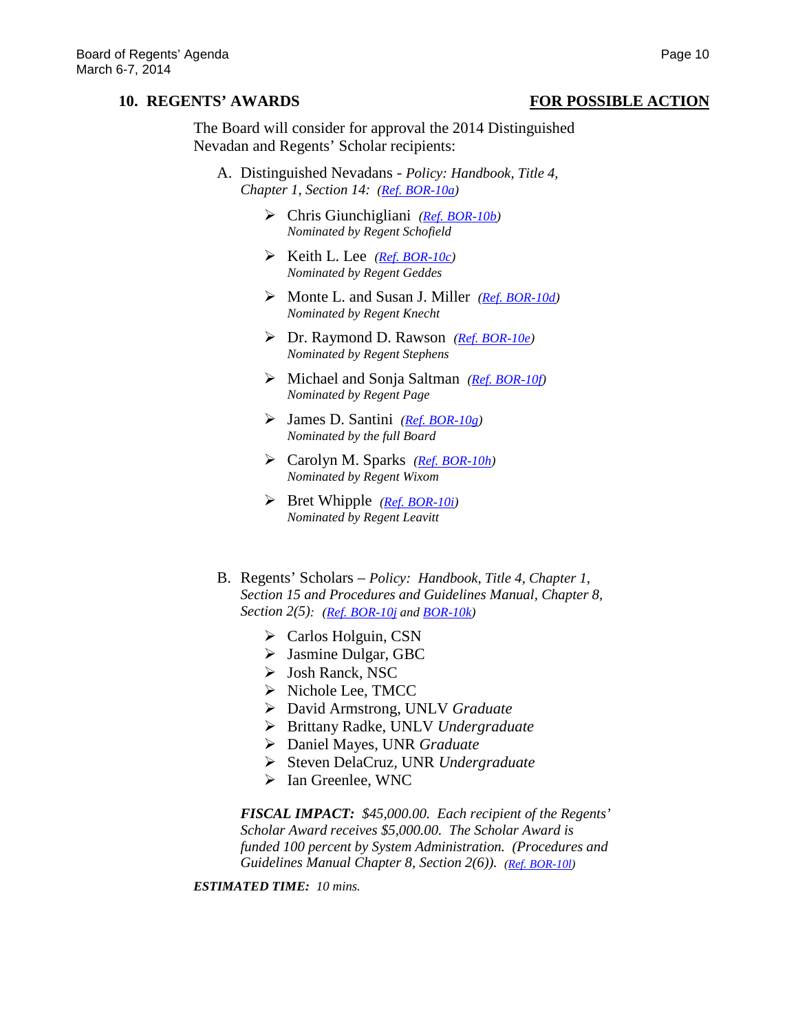## 10. REGENTS' AWARDS **FOR POSSIBLE ACTION**

The Board will consider for approval the 2014 Distinguished Nevadan and Regents' Scholar recipients:

A. Distinguished Nevadans - *Policy: Handbook, Title 4, Chapter 1, Section 14: (Ref. BOR-10a)*

- Chris Giunchigliani *(Ref. BOR-10b)*
  *Nominated by Regent Schofield*
- Keith L. Lee *(Ref. BOR-10c)*
  *Nominated by Regent Geddes*
- Monte L. and Susan J. Miller *(Ref. BOR-10d)*
  *Nominated by Regent Knecht*
- Dr. Raymond D. Rawson *(Ref. BOR-10e)*
  *Nominated by Regent Stephens*
- Michael and Sonja Saltman *(Ref. BOR-10f)*
  *Nominated by Regent Page*
- James D. Santini *(Ref. BOR-10g)*
  *Nominated by the full Board*
- Carolyn M. Sparks *(Ref. BOR-10h)*
  *Nominated by Regent Wixom*
- Bret Whipple *(Ref. BOR-10i)*
  *Nominated by Regent Leavitt*

B. Regents' Scholars – *Policy: Handbook, Title 4, Chapter 1, Section 15 and Procedures and Guidelines Manual, Chapter 8, Section 2(5): (Ref. BOR-10j and BOR-10k)*

- Carlos Holguin, CSN
- Jasmine Dulgar, GBC
- Josh Ranck, NSC
- Nichole Lee, TMCC
- David Armstrong, UNLV *Graduate*
- Brittany Radke, UNLV *Undergraduate*
- Daniel Mayes, UNR *Graduate*
- Steven DelaCruz, UNR *Undergraduate*
- Ian Greenlee, WNC

***FISCAL IMPACT:*** *$45,000.00. Each recipient of the Regents' Scholar Award receives $5,000.00. The Scholar Award is funded 100 percent by System Administration. (Procedures and Guidelines Manual Chapter 8, Section 2(6)). (Ref. BOR-10l)*

***ESTIMATED TIME:*** *10 mins.*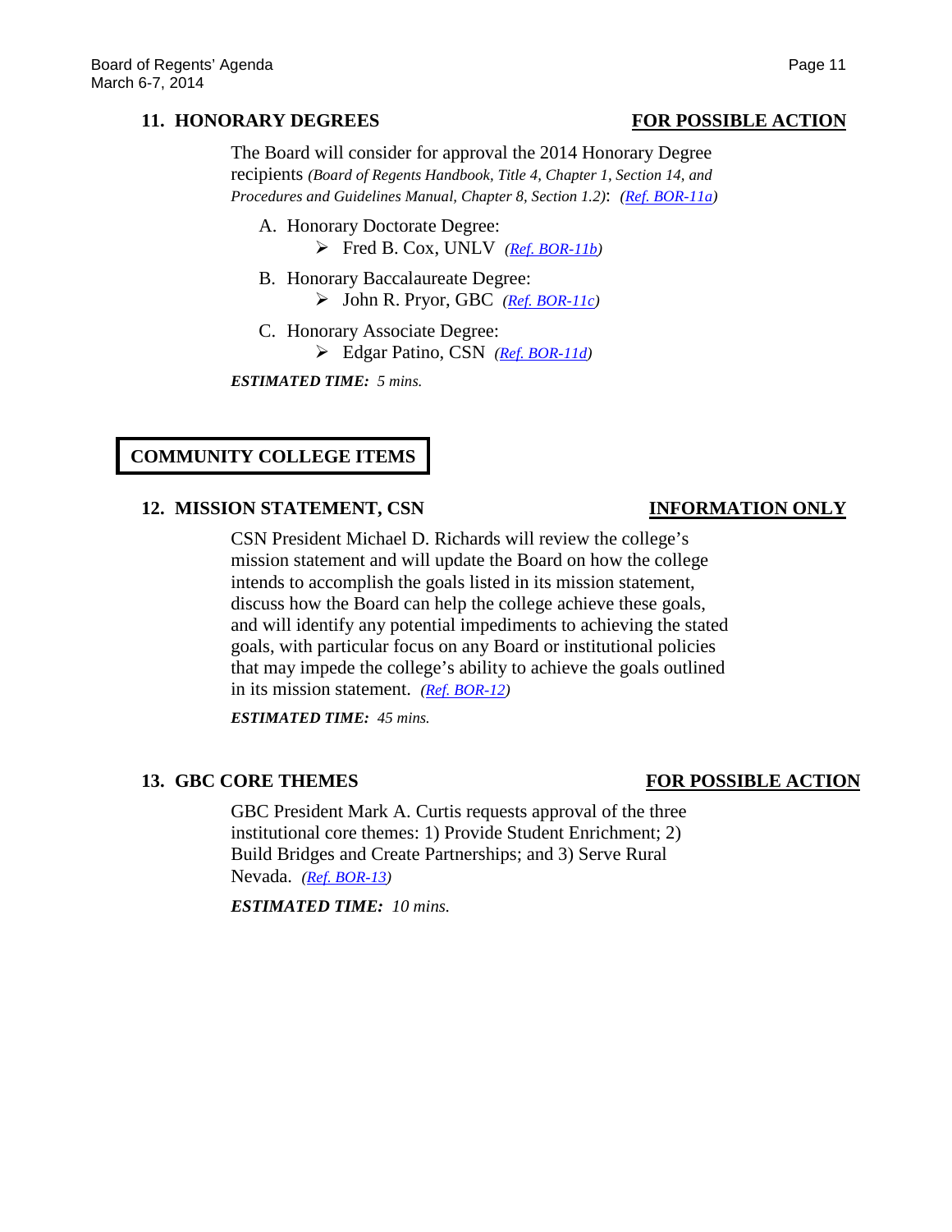## 11. HONORARY DEGREES — FOR POSSIBLE ACTION

The Board will consider for approval the 2014 Honorary Degree recipients *(Board of Regents Handbook, Title 4, Chapter 1, Section 14, and Procedures and Guidelines Manual, Chapter 8, Section 1.2)*: *(Ref. BOR-11a)*

A. Honorary Doctorate Degree:
   - Fred B. Cox, UNLV *(Ref. BOR-11b)*

B. Honorary Baccalaureate Degree:
   - John R. Pryor, GBC *(Ref. BOR-11c)*

C. Honorary Associate Degree:
   - Edgar Patino, CSN *(Ref. BOR-11d)*

***ESTIMATED TIME:*** *5 mins.*

# COMMUNITY COLLEGE ITEMS

## 12. MISSION STATEMENT, CSN — INFORMATION ONLY

CSN President Michael D. Richards will review the college's mission statement and will update the Board on how the college intends to accomplish the goals listed in its mission statement, discuss how the Board can help the college achieve these goals, and will identify any potential impediments to achieving the stated goals, with particular focus on any Board or institutional policies that may impede the college's ability to achieve the goals outlined in its mission statement. *(Ref. BOR-12)*

***ESTIMATED TIME:*** *45 mins.*

## 13. GBC CORE THEMES — FOR POSSIBLE ACTION

GBC President Mark A. Curtis requests approval of the three institutional core themes: 1) Provide Student Enrichment; 2) Build Bridges and Create Partnerships; and 3) Serve Rural Nevada. *(Ref. BOR-13)*

***ESTIMATED TIME:*** *10 mins.*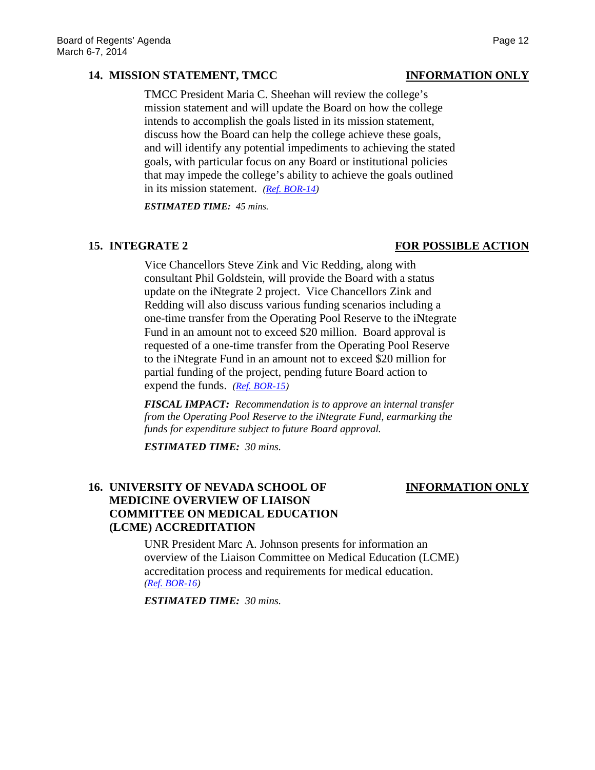## 14. MISSION STATEMENT, TMCC — INFORMATION ONLY

TMCC President Maria C. Sheehan will review the college's mission statement and will update the Board on how the college intends to accomplish the goals listed in its mission statement, discuss how the Board can help the college achieve these goals, and will identify any potential impediments to achieving the stated goals, with particular focus on any Board or institutional policies that may impede the college's ability to achieve the goals outlined in its mission statement. *(Ref. BOR-14)*

***ESTIMATED TIME:*** *45 mins.*

## 15. INTEGRATE 2 — FOR POSSIBLE ACTION

Vice Chancellors Steve Zink and Vic Redding, along with consultant Phil Goldstein, will provide the Board with a status update on the iNtegrate 2 project. Vice Chancellors Zink and Redding will also discuss various funding scenarios including a one-time transfer from the Operating Pool Reserve to the iNtegrate Fund in an amount not to exceed $20 million. Board approval is requested of a one-time transfer from the Operating Pool Reserve to the iNtegrate Fund in an amount not to exceed $20 million for partial funding of the project, pending future Board action to expend the funds. *(Ref. BOR-15)*

***FISCAL IMPACT:*** *Recommendation is to approve an internal transfer from the Operating Pool Reserve to the iNtegrate Fund, earmarking the funds for expenditure subject to future Board approval.*

***ESTIMATED TIME:*** *30 mins.*

## 16. UNIVERSITY OF NEVADA SCHOOL OF MEDICINE OVERVIEW OF LIAISON COMMITTEE ON MEDICAL EDUCATION (LCME) ACCREDITATION — INFORMATION ONLY

UNR President Marc A. Johnson presents for information an overview of the Liaison Committee on Medical Education (LCME) accreditation process and requirements for medical education. *(Ref. BOR-16)*

***ESTIMATED TIME:*** *30 mins.*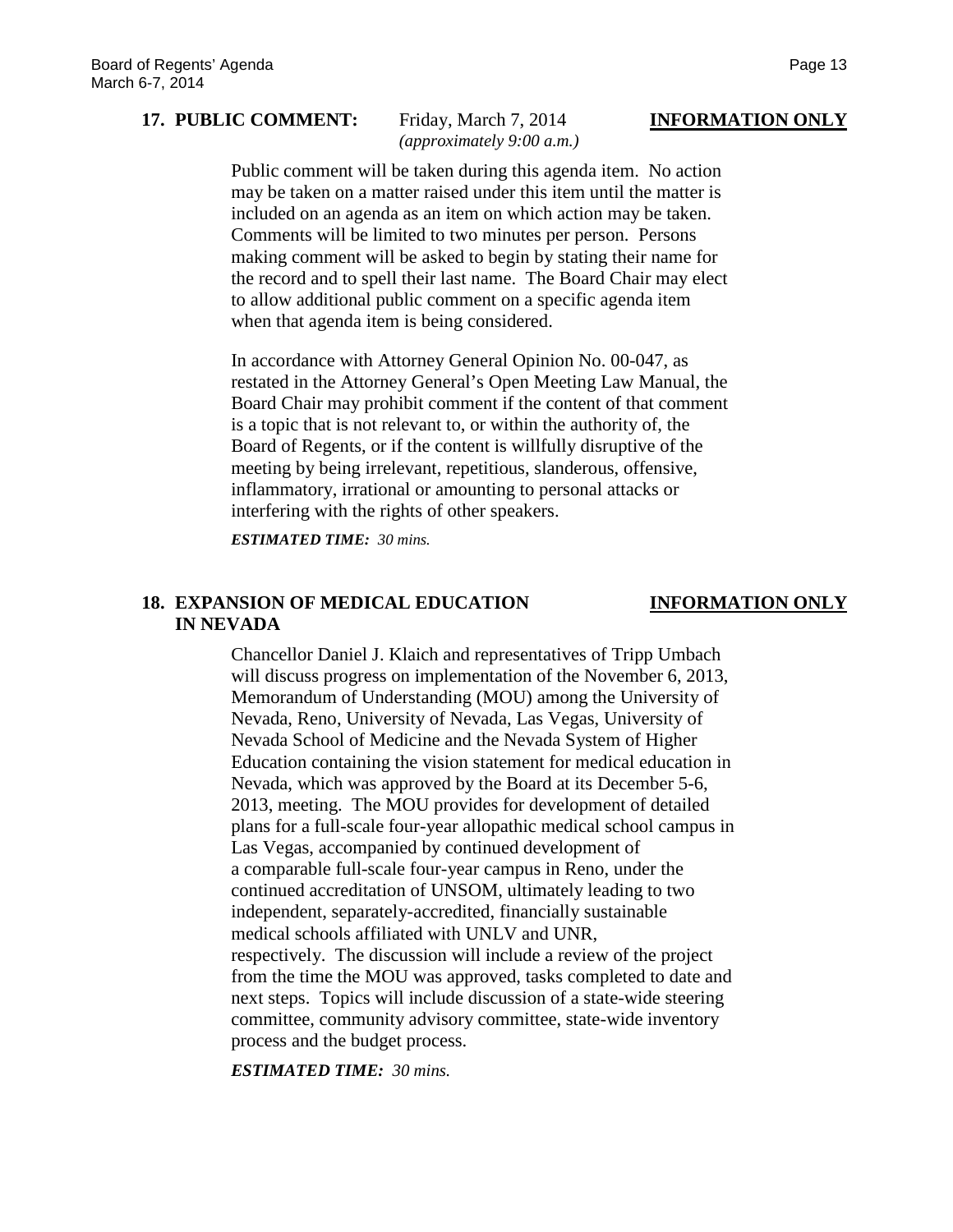**17. PUBLIC COMMENT:** Friday, March 7, 2014 *(approximately 9:00 a.m.)* **INFORMATION ONLY**

Public comment will be taken during this agenda item. No action may be taken on a matter raised under this item until the matter is included on an agenda as an item on which action may be taken. Comments will be limited to two minutes per person. Persons making comment will be asked to begin by stating their name for the record and to spell their last name. The Board Chair may elect to allow additional public comment on a specific agenda item when that agenda item is being considered.

In accordance with Attorney General Opinion No. 00-047, as restated in the Attorney General's Open Meeting Law Manual, the Board Chair may prohibit comment if the content of that comment is a topic that is not relevant to, or within the authority of, the Board of Regents, or if the content is willfully disruptive of the meeting by being irrelevant, repetitious, slanderous, offensive, inflammatory, irrational or amounting to personal attacks or interfering with the rights of other speakers.

***ESTIMATED TIME:*** *30 mins.*

**18. EXPANSION OF MEDICAL EDUCATION IN NEVADA** **INFORMATION ONLY**

Chancellor Daniel J. Klaich and representatives of Tripp Umbach will discuss progress on implementation of the November 6, 2013, Memorandum of Understanding (MOU) among the University of Nevada, Reno, University of Nevada, Las Vegas, University of Nevada School of Medicine and the Nevada System of Higher Education containing the vision statement for medical education in Nevada, which was approved by the Board at its December 5-6, 2013, meeting. The MOU provides for development of detailed plans for a full-scale four-year allopathic medical school campus in Las Vegas, accompanied by continued development of a comparable full-scale four-year campus in Reno, under the continued accreditation of UNSOM, ultimately leading to two independent, separately-accredited, financially sustainable medical schools affiliated with UNLV and UNR, respectively. The discussion will include a review of the project from the time the MOU was approved, tasks completed to date and next steps. Topics will include discussion of a state-wide steering committee, community advisory committee, state-wide inventory process and the budget process.

***ESTIMATED TIME:*** *30 mins.*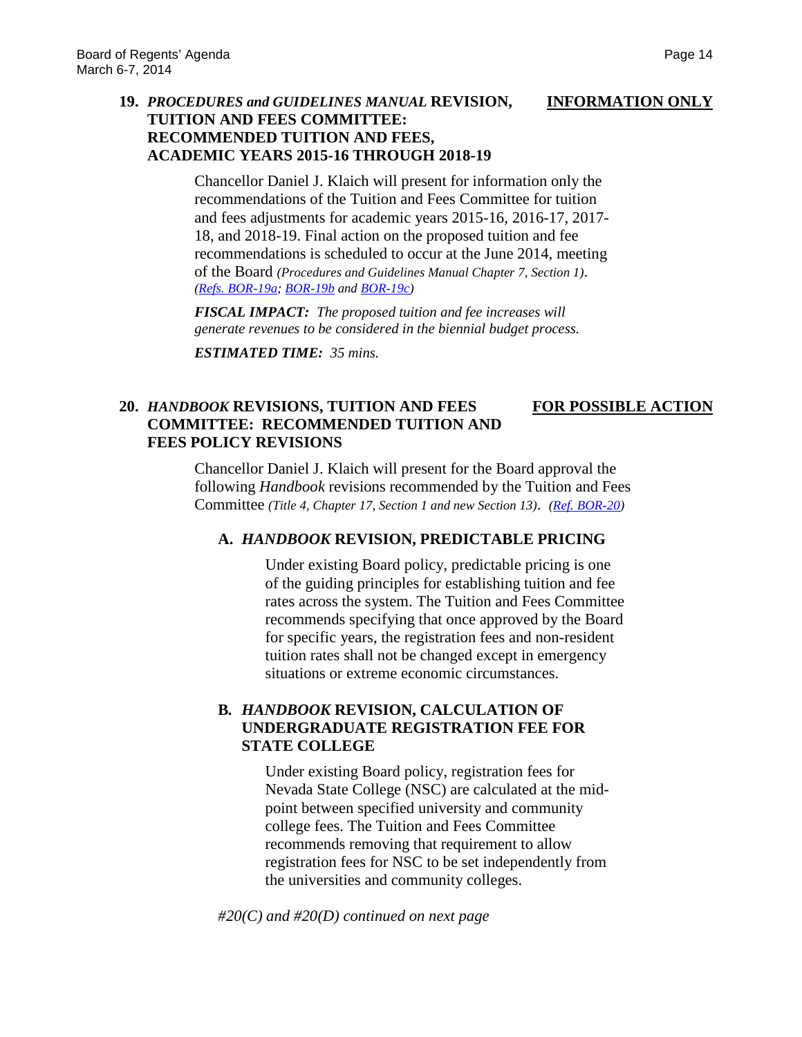**19.** ***PROCEDURES and GUIDELINES MANUAL*** **REVISION, TUITION AND FEES COMMITTEE: RECOMMENDED TUITION AND FEES, ACADEMIC YEARS 2015-16 THROUGH 2018-19** **INFORMATION ONLY**

Chancellor Daniel J. Klaich will present for information only the recommendations of the Tuition and Fees Committee for tuition and fees adjustments for academic years 2015-16, 2016-17, 2017-18, and 2018-19. Final action on the proposed tuition and fee recommendations is scheduled to occur at the June 2014, meeting of the Board *(Procedures and Guidelines Manual Chapter 7, Section 1)*. *(Refs. BOR-19a; BOR-19b and BOR-19c)*

***FISCAL IMPACT:*** *The proposed tuition and fee increases will generate revenues to be considered in the biennial budget process.*

***ESTIMATED TIME:*** *35 mins.*

**20.** ***HANDBOOK*** **REVISIONS, TUITION AND FEES COMMITTEE: RECOMMENDED TUITION AND FEES POLICY REVISIONS** **FOR POSSIBLE ACTION**

Chancellor Daniel J. Klaich will present for the Board approval the following *Handbook* revisions recommended by the Tuition and Fees Committee *(Title 4, Chapter 17, Section 1 and new Section 13)*. *(Ref. BOR-20)*

**A.** ***HANDBOOK*** **REVISION, PREDICTABLE PRICING**

Under existing Board policy, predictable pricing is one of the guiding principles for establishing tuition and fee rates across the system. The Tuition and Fees Committee recommends specifying that once approved by the Board for specific years, the registration fees and non-resident tuition rates shall not be changed except in emergency situations or extreme economic circumstances.

**B.** ***HANDBOOK*** **REVISION, CALCULATION OF UNDERGRADUATE REGISTRATION FEE FOR STATE COLLEGE**

Under existing Board policy, registration fees for Nevada State College (NSC) are calculated at the mid-point between specified university and community college fees. The Tuition and Fees Committee recommends removing that requirement to allow registration fees for NSC to be set independently from the universities and community colleges.

*#20(C) and #20(D) continued on next page*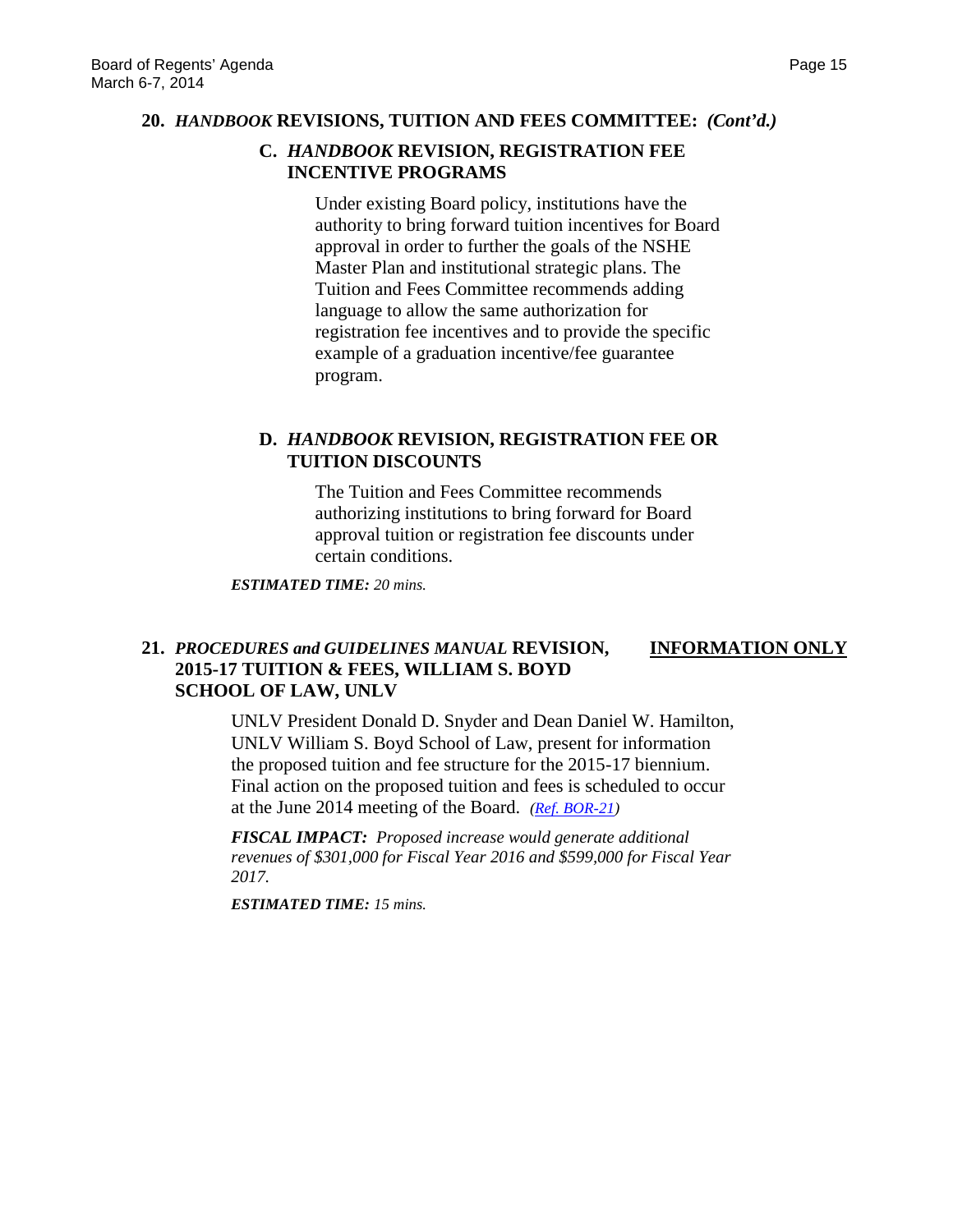**20. *HANDBOOK* REVISIONS, TUITION AND FEES COMMITTEE:** ***(Cont'd.)***

**C. *HANDBOOK* REVISION, REGISTRATION FEE INCENTIVE PROGRAMS**

Under existing Board policy, institutions have the authority to bring forward tuition incentives for Board approval in order to further the goals of the NSHE Master Plan and institutional strategic plans. The Tuition and Fees Committee recommends adding language to allow the same authorization for registration fee incentives and to provide the specific example of a graduation incentive/fee guarantee program.

**D. *HANDBOOK* REVISION, REGISTRATION FEE OR TUITION DISCOUNTS**

The Tuition and Fees Committee recommends authorizing institutions to bring forward for Board approval tuition or registration fee discounts under certain conditions.

***ESTIMATED TIME:*** *20 mins.*

**21. *PROCEDURES and GUIDELINES MANUAL* REVISION, 2015-17 TUITION & FEES, WILLIAM S. BOYD SCHOOL OF LAW, UNLV** **INFORMATION ONLY**

UNLV President Donald D. Snyder and Dean Daniel W. Hamilton, UNLV William S. Boyd School of Law, present for information the proposed tuition and fee structure for the 2015-17 biennium. Final action on the proposed tuition and fees is scheduled to occur at the June 2014 meeting of the Board. *(Ref. BOR-21)*

***FISCAL IMPACT:*** *Proposed increase would generate additional revenues of $301,000 for Fiscal Year 2016 and $599,000 for Fiscal Year 2017.*

***ESTIMATED TIME:*** *15 mins.*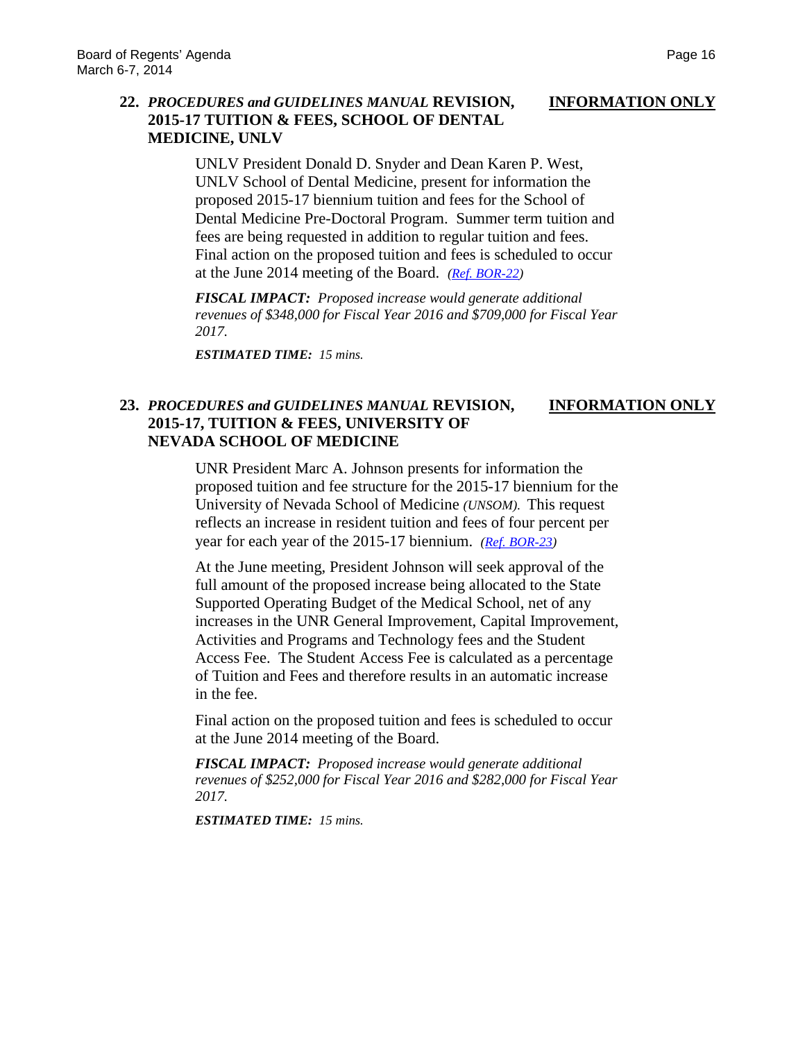**22.** ***PROCEDURES and GUIDELINES MANUAL*** **REVISION, 2015-17 TUITION & FEES, SCHOOL OF DENTAL MEDICINE, UNLV** **INFORMATION ONLY**

UNLV President Donald D. Snyder and Dean Karen P. West, UNLV School of Dental Medicine, present for information the proposed 2015-17 biennium tuition and fees for the School of Dental Medicine Pre-Doctoral Program. Summer term tuition and fees are being requested in addition to regular tuition and fees. Final action on the proposed tuition and fees is scheduled to occur at the June 2014 meeting of the Board. *(Ref. BOR-22)*

***FISCAL IMPACT:*** *Proposed increase would generate additional revenues of $348,000 for Fiscal Year 2016 and $709,000 for Fiscal Year 2017.*

***ESTIMATED TIME:*** *15 mins.*

**23.** ***PROCEDURES and GUIDELINES MANUAL*** **REVISION, 2015-17, TUITION & FEES, UNIVERSITY OF NEVADA SCHOOL OF MEDICINE** **INFORMATION ONLY**

UNR President Marc A. Johnson presents for information the proposed tuition and fee structure for the 2015-17 biennium for the University of Nevada School of Medicine *(UNSOM).* This request reflects an increase in resident tuition and fees of four percent per year for each year of the 2015-17 biennium. *(Ref. BOR-23)*

At the June meeting, President Johnson will seek approval of the full amount of the proposed increase being allocated to the State Supported Operating Budget of the Medical School, net of any increases in the UNR General Improvement, Capital Improvement, Activities and Programs and Technology fees and the Student Access Fee. The Student Access Fee is calculated as a percentage of Tuition and Fees and therefore results in an automatic increase in the fee.

Final action on the proposed tuition and fees is scheduled to occur at the June 2014 meeting of the Board.

***FISCAL IMPACT:*** *Proposed increase would generate additional revenues of $252,000 for Fiscal Year 2016 and $282,000 for Fiscal Year 2017.*

***ESTIMATED TIME:*** *15 mins.*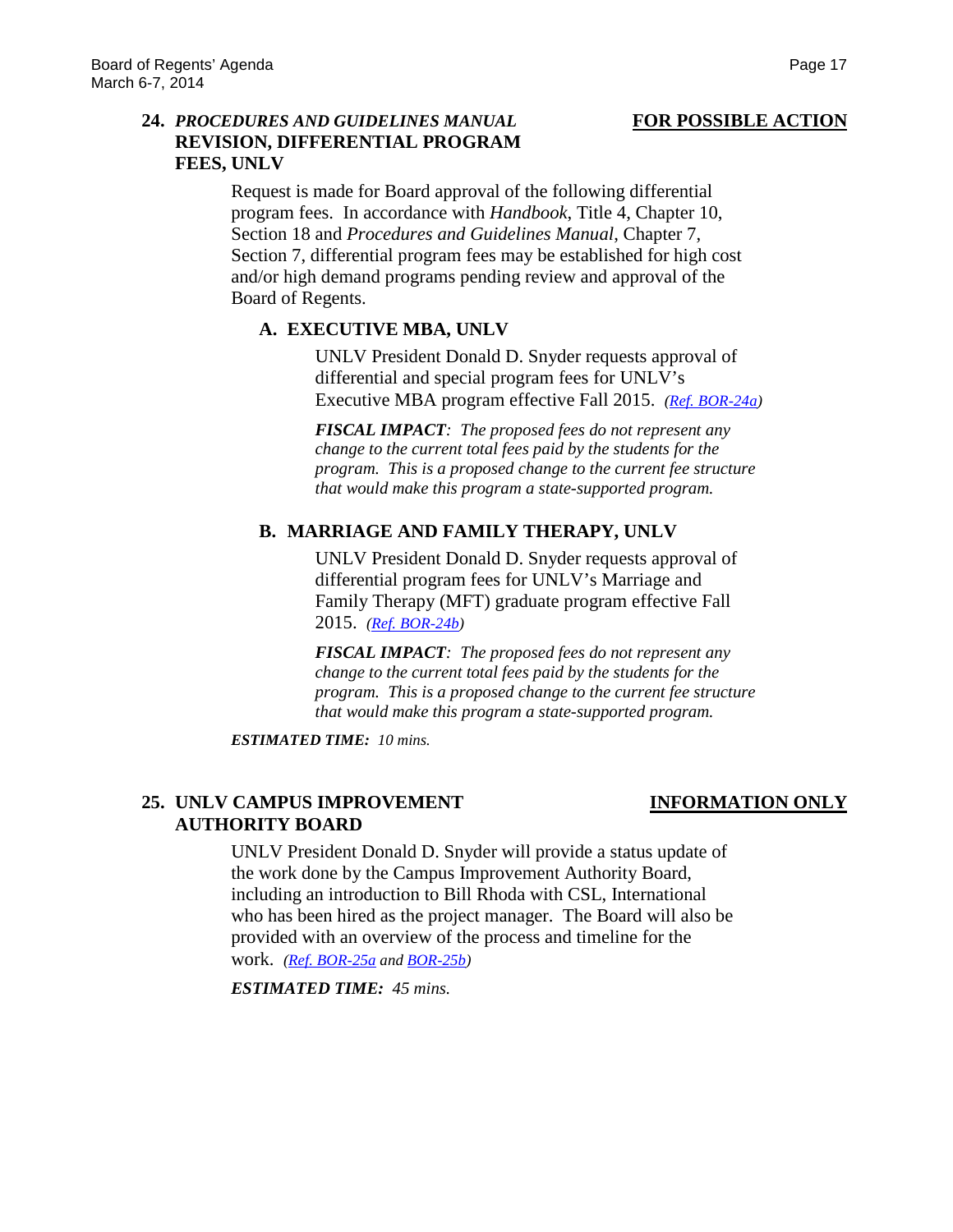## 24. *PROCEDURES AND GUIDELINES MANUAL* REVISION, DIFFERENTIAL PROGRAM FEES, UNLV

**FOR POSSIBLE ACTION**

Request is made for Board approval of the following differential program fees. In accordance with *Handbook*, Title 4, Chapter 10, Section 18 and *Procedures and Guidelines Manual*, Chapter 7, Section 7, differential program fees may be established for high cost and/or high demand programs pending review and approval of the Board of Regents.

### A. EXECUTIVE MBA, UNLV

UNLV President Donald D. Snyder requests approval of differential and special program fees for UNLV's Executive MBA program effective Fall 2015. *(Ref. BOR-24a)*

***FISCAL IMPACT**: The proposed fees do not represent any change to the current total fees paid by the students for the program. This is a proposed change to the current fee structure that would make this program a state-supported program.*

### B. MARRIAGE AND FAMILY THERAPY, UNLV

UNLV President Donald D. Snyder requests approval of differential program fees for UNLV's Marriage and Family Therapy (MFT) graduate program effective Fall 2015. *(Ref. BOR-24b)*

***FISCAL IMPACT**: The proposed fees do not represent any change to the current total fees paid by the students for the program. This is a proposed change to the current fee structure that would make this program a state-supported program.*

***ESTIMATED TIME:** 10 mins.*

## 25. UNLV CAMPUS IMPROVEMENT AUTHORITY BOARD

**INFORMATION ONLY**

UNLV President Donald D. Snyder will provide a status update of the work done by the Campus Improvement Authority Board, including an introduction to Bill Rhoda with CSL, International who has been hired as the project manager. The Board will also be provided with an overview of the process and timeline for the work. *(Ref. BOR-25a and BOR-25b)*

***ESTIMATED TIME:** 45 mins.*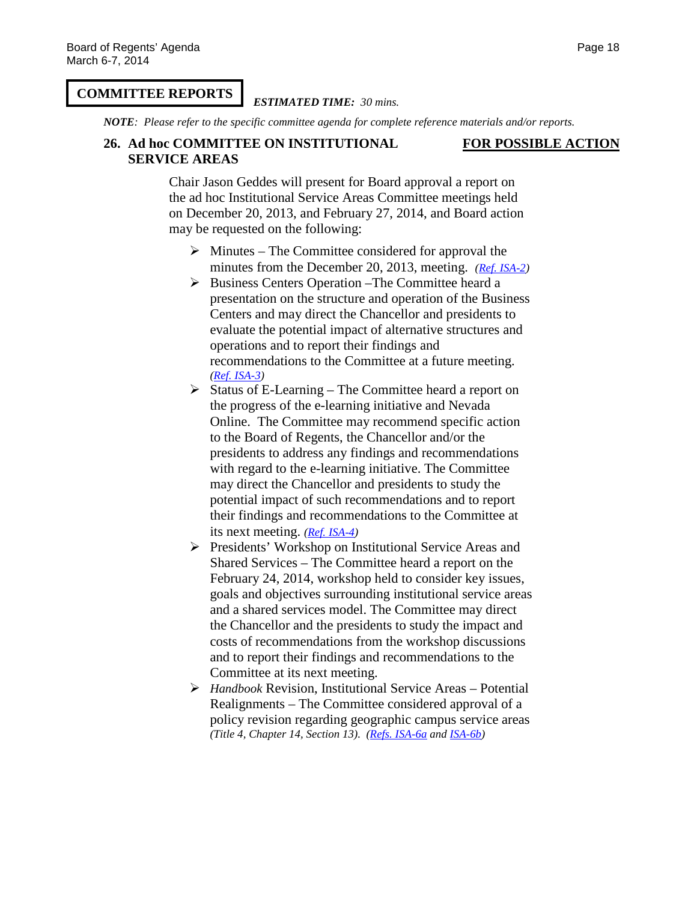## COMMITTEE REPORTS

*ESTIMATED TIME: 30 mins.*

***NOTE**: Please refer to the specific committee agenda for complete reference materials and/or reports.*

### 26. Ad hoc COMMITTEE ON INSTITUTIONAL SERVICE AREAS — FOR POSSIBLE ACTION

Chair Jason Geddes will present for Board approval a report on the ad hoc Institutional Service Areas Committee meetings held on December 20, 2013, and February 27, 2014, and Board action may be requested on the following:

- Minutes – The Committee considered for approval the minutes from the December 20, 2013, meeting. *(Ref. ISA-2)*
- Business Centers Operation –The Committee heard a presentation on the structure and operation of the Business Centers and may direct the Chancellor and presidents to evaluate the potential impact of alternative structures and operations and to report their findings and recommendations to the Committee at a future meeting. *(Ref. ISA-3)*
- Status of E-Learning – The Committee heard a report on the progress of the e-learning initiative and Nevada Online. The Committee may recommend specific action to the Board of Regents, the Chancellor and/or the presidents to address any findings and recommendations with regard to the e-learning initiative. The Committee may direct the Chancellor and presidents to study the potential impact of such recommendations and to report their findings and recommendations to the Committee at its next meeting. *(Ref. ISA-4)*
- Presidents' Workshop on Institutional Service Areas and Shared Services – The Committee heard a report on the February 24, 2014, workshop held to consider key issues, goals and objectives surrounding institutional service areas and a shared services model. The Committee may direct the Chancellor and the presidents to study the impact and costs of recommendations from the workshop discussions and to report their findings and recommendations to the Committee at its next meeting.
- *Handbook* Revision, Institutional Service Areas – Potential Realignments – The Committee considered approval of a policy revision regarding geographic campus service areas *(Title 4, Chapter 14, Section 13). (Refs. ISA-6a and ISA-6b)*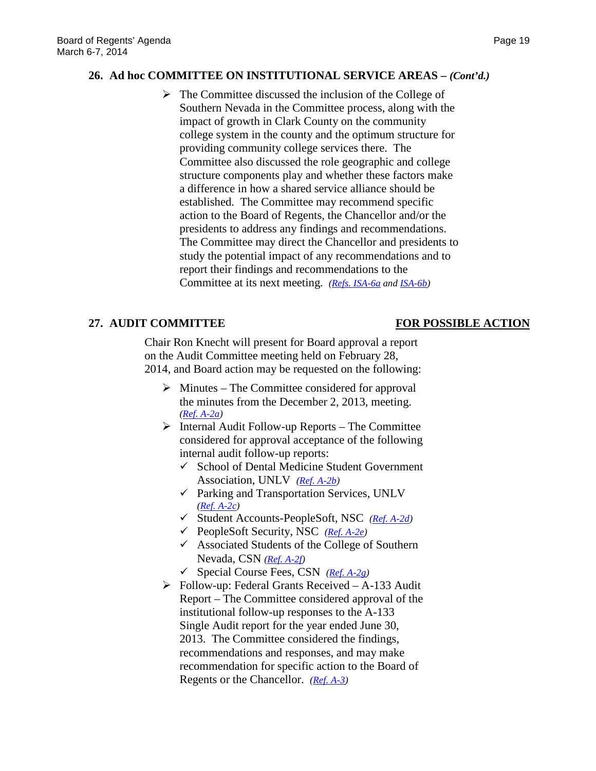## 26. Ad hoc COMMITTEE ON INSTITUTIONAL SERVICE AREAS – *(Cont'd.)*

- The Committee discussed the inclusion of the College of Southern Nevada in the Committee process, along with the impact of growth in Clark County on the community college system in the county and the optimum structure for providing community college services there. The Committee also discussed the role geographic and college structure components play and whether these factors make a difference in how a shared service alliance should be established. The Committee may recommend specific action to the Board of Regents, the Chancellor and/or the presidents to address any findings and recommendations. The Committee may direct the Chancellor and presidents to study the potential impact of any recommendations and to report their findings and recommendations to the Committee at its next meeting. *(Refs. ISA-6a and ISA-6b)*

## 27. AUDIT COMMITTEE — FOR POSSIBLE ACTION

Chair Ron Knecht will present for Board approval a report on the Audit Committee meeting held on February 28, 2014, and Board action may be requested on the following:

- Minutes – The Committee considered for approval the minutes from the December 2, 2013, meeting. *(Ref. A-2a)*
- Internal Audit Follow-up Reports – The Committee considered for approval acceptance of the following internal audit follow-up reports:
  - ✓ School of Dental Medicine Student Government Association, UNLV *(Ref. A-2b)*
  - ✓ Parking and Transportation Services, UNLV *(Ref. A-2c)*
  - ✓ Student Accounts-PeopleSoft, NSC *(Ref. A-2d)*
  - ✓ PeopleSoft Security, NSC *(Ref. A-2e)*
  - ✓ Associated Students of the College of Southern Nevada, CSN *(Ref. A-2f)*
  - ✓ Special Course Fees, CSN *(Ref. A-2g)*
- Follow-up: Federal Grants Received – A-133 Audit Report – The Committee considered approval of the institutional follow-up responses to the A-133 Single Audit report for the year ended June 30, 2013. The Committee considered the findings, recommendations and responses, and may make recommendation for specific action to the Board of Regents or the Chancellor. *(Ref. A-3)*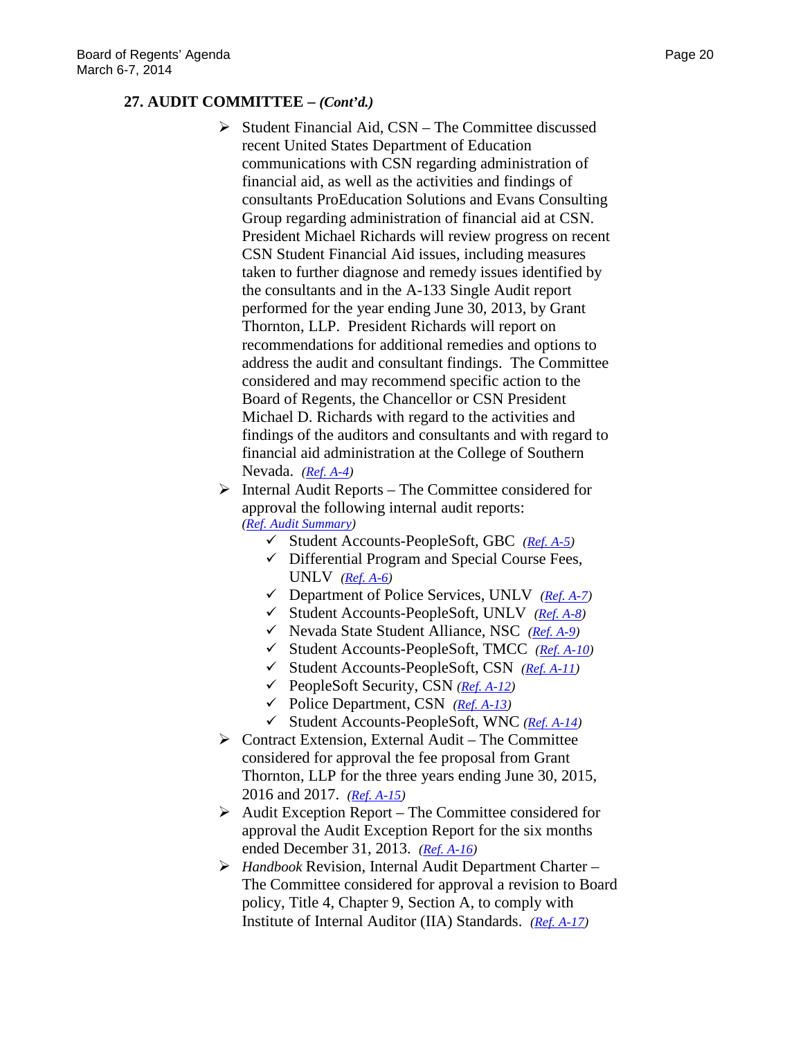## 27. AUDIT COMMITTEE – *(Cont'd.)*

- Student Financial Aid, CSN – The Committee discussed recent United States Department of Education communications with CSN regarding administration of financial aid, as well as the activities and findings of consultants ProEducation Solutions and Evans Consulting Group regarding administration of financial aid at CSN. President Michael Richards will review progress on recent CSN Student Financial Aid issues, including measures taken to further diagnose and remedy issues identified by the consultants and in the A-133 Single Audit report performed for the year ending June 30, 2013, by Grant Thornton, LLP. President Richards will report on recommendations for additional remedies and options to address the audit and consultant findings. The Committee considered and may recommend specific action to the Board of Regents, the Chancellor or CSN President Michael D. Richards with regard to the activities and findings of the auditors and consultants and with regard to financial aid administration at the College of Southern Nevada. *(Ref. A-4)*
- Internal Audit Reports – The Committee considered for approval the following internal audit reports: *(Ref. Audit Summary)*
  - ✓ Student Accounts-PeopleSoft, GBC *(Ref. A-5)*
  - ✓ Differential Program and Special Course Fees, UNLV *(Ref. A-6)*
  - ✓ Department of Police Services, UNLV *(Ref. A-7)*
  - ✓ Student Accounts-PeopleSoft, UNLV *(Ref. A-8)*
  - ✓ Nevada State Student Alliance, NSC *(Ref. A-9)*
  - ✓ Student Accounts-PeopleSoft, TMCC *(Ref. A-10)*
  - ✓ Student Accounts-PeopleSoft, CSN *(Ref. A-11)*
  - ✓ PeopleSoft Security, CSN *(Ref. A-12)*
  - ✓ Police Department, CSN *(Ref. A-13)*
  - ✓ Student Accounts-PeopleSoft, WNC *(Ref. A-14)*
- Contract Extension, External Audit – The Committee considered for approval the fee proposal from Grant Thornton, LLP for the three years ending June 30, 2015, 2016 and 2017. *(Ref. A-15)*
- Audit Exception Report – The Committee considered for approval the Audit Exception Report for the six months ended December 31, 2013. *(Ref. A-16)*
- *Handbook* Revision, Internal Audit Department Charter – The Committee considered for approval a revision to Board policy, Title 4, Chapter 9, Section A, to comply with Institute of Internal Auditor (IIA) Standards. *(Ref. A-17)*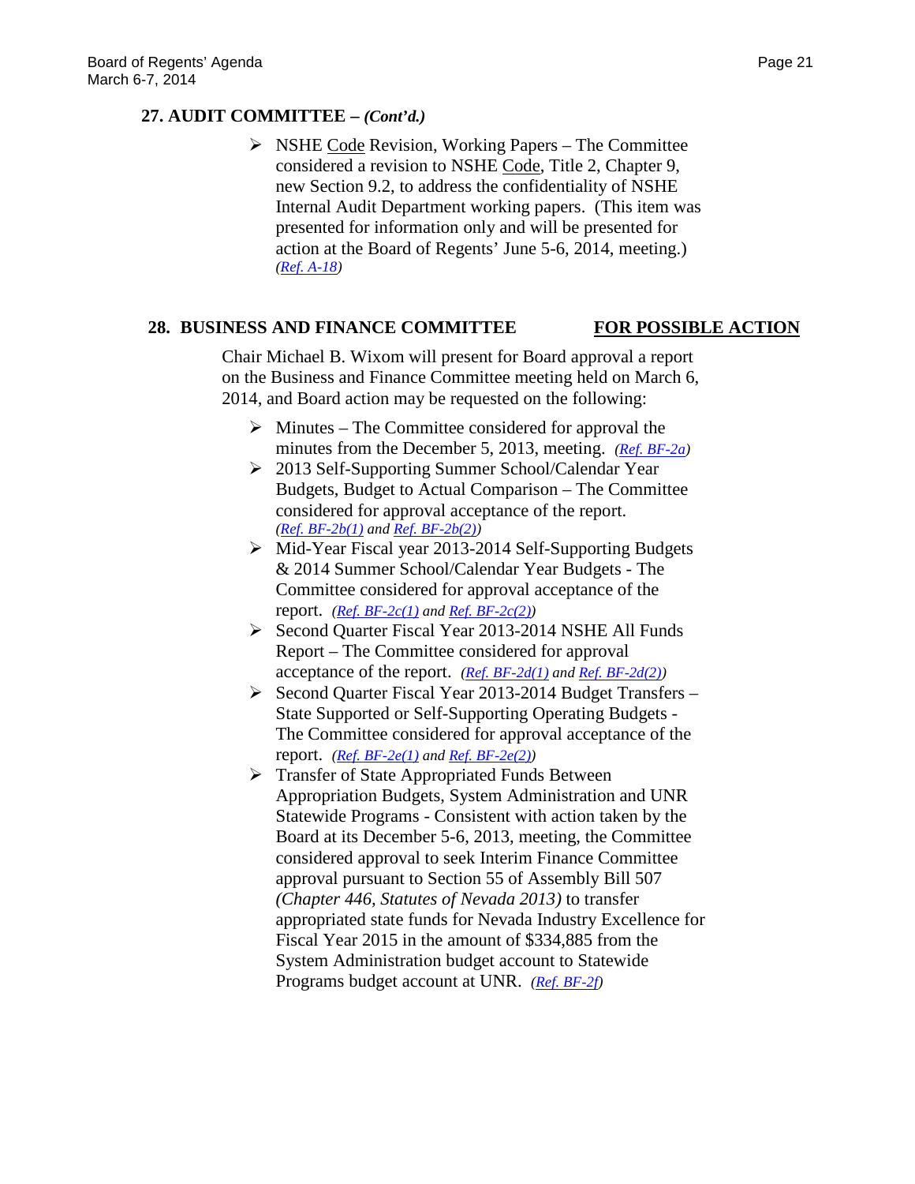## 27. AUDIT COMMITTEE – *(Cont'd.)*

- NSHE Code Revision, Working Papers – The Committee considered a revision to NSHE Code, Title 2, Chapter 9, new Section 9.2, to address the confidentiality of NSHE Internal Audit Department working papers. (This item was presented for information only and will be presented for action at the Board of Regents' June 5-6, 2014, meeting.) *(Ref. A-18)*

## 28. BUSINESS AND FINANCE COMMITTEE — FOR POSSIBLE ACTION

Chair Michael B. Wixom will present for Board approval a report on the Business and Finance Committee meeting held on March 6, 2014, and Board action may be requested on the following:

- Minutes – The Committee considered for approval the minutes from the December 5, 2013, meeting. *(Ref. BF-2a)*
- 2013 Self-Supporting Summer School/Calendar Year Budgets, Budget to Actual Comparison – The Committee considered for approval acceptance of the report. *(Ref. BF-2b(1) and Ref. BF-2b(2))*
- Mid-Year Fiscal year 2013-2014 Self-Supporting Budgets & 2014 Summer School/Calendar Year Budgets - The Committee considered for approval acceptance of the report. *(Ref. BF-2c(1) and Ref. BF-2c(2))*
- Second Quarter Fiscal Year 2013-2014 NSHE All Funds Report – The Committee considered for approval acceptance of the report. *(Ref. BF-2d(1) and Ref. BF-2d(2))*
- Second Quarter Fiscal Year 2013-2014 Budget Transfers – State Supported or Self-Supporting Operating Budgets - The Committee considered for approval acceptance of the report. *(Ref. BF-2e(1) and Ref. BF-2e(2))*
- Transfer of State Appropriated Funds Between Appropriation Budgets, System Administration and UNR Statewide Programs - Consistent with action taken by the Board at its December 5-6, 2013, meeting, the Committee considered approval to seek Interim Finance Committee approval pursuant to Section 55 of Assembly Bill 507 *(Chapter 446, Statutes of Nevada 2013)* to transfer appropriated state funds for Nevada Industry Excellence for Fiscal Year 2015 in the amount of $334,885 from the System Administration budget account to Statewide Programs budget account at UNR. *(Ref. BF-2f)*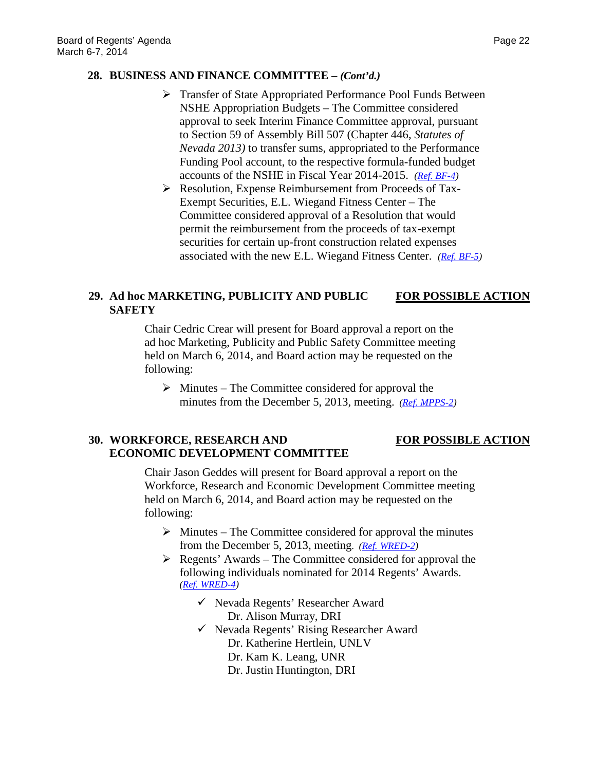**28. BUSINESS AND FINANCE COMMITTEE – *(Cont'd.)***

- Transfer of State Appropriated Performance Pool Funds Between NSHE Appropriation Budgets – The Committee considered approval to seek Interim Finance Committee approval, pursuant to Section 59 of Assembly Bill 507 (Chapter 446, *Statutes of Nevada 2013)* to transfer sums, appropriated to the Performance Funding Pool account, to the respective formula-funded budget accounts of the NSHE in Fiscal Year 2014-2015. *(Ref. BF-4)*
- Resolution, Expense Reimbursement from Proceeds of Tax-Exempt Securities, E.L. Wiegand Fitness Center – The Committee considered approval of a Resolution that would permit the reimbursement from the proceeds of tax-exempt securities for certain up-front construction related expenses associated with the new E.L. Wiegand Fitness Center. *(Ref. BF-5)*

**29. Ad hoc MARKETING, PUBLICITY AND PUBLIC SAFETY** — **FOR POSSIBLE ACTION**

Chair Cedric Crear will present for Board approval a report on the ad hoc Marketing, Publicity and Public Safety Committee meeting held on March 6, 2014, and Board action may be requested on the following:

- Minutes – The Committee considered for approval the minutes from the December 5, 2013, meeting. *(Ref. MPPS-2)*

**30. WORKFORCE, RESEARCH AND ECONOMIC DEVELOPMENT COMMITTEE** — **FOR POSSIBLE ACTION**

Chair Jason Geddes will present for Board approval a report on the Workforce, Research and Economic Development Committee meeting held on March 6, 2014, and Board action may be requested on the following:

- Minutes – The Committee considered for approval the minutes from the December 5, 2013, meeting. *(Ref. WRED-2)*
- Regents' Awards – The Committee considered for approval the following individuals nominated for 2014 Regents' Awards. *(Ref. WRED-4)*
  - ✓ Nevada Regents' Researcher Award
    - Dr. Alison Murray, DRI
  - ✓ Nevada Regents' Rising Researcher Award
    - Dr. Katherine Hertlein, UNLV
    - Dr. Kam K. Leang, UNR
    - Dr. Justin Huntington, DRI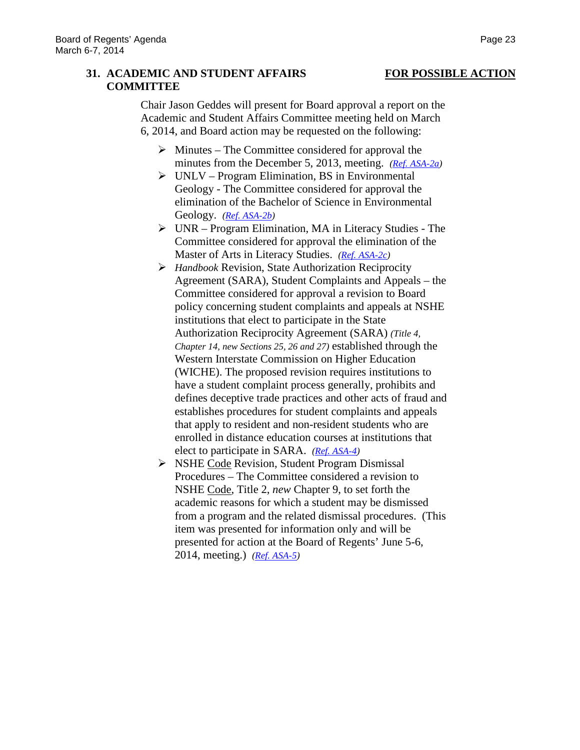### 31. ACADEMIC AND STUDENT AFFAIRS COMMITTEE — FOR POSSIBLE ACTION

Chair Jason Geddes will present for Board approval a report on the Academic and Student Affairs Committee meeting held on March 6, 2014, and Board action may be requested on the following:

- Minutes – The Committee considered for approval the minutes from the December 5, 2013, meeting. *(Ref. ASA-2a)*
- UNLV – Program Elimination, BS in Environmental Geology - The Committee considered for approval the elimination of the Bachelor of Science in Environmental Geology. *(Ref. ASA-2b)*
- UNR – Program Elimination, MA in Literacy Studies - The Committee considered for approval the elimination of the Master of Arts in Literacy Studies. *(Ref. ASA-2c)*
- *Handbook* Revision, State Authorization Reciprocity Agreement (SARA), Student Complaints and Appeals – the Committee considered for approval a revision to Board policy concerning student complaints and appeals at NSHE institutions that elect to participate in the State Authorization Reciprocity Agreement (SARA) *(Title 4, Chapter 14, new Sections 25, 26 and 27)* established through the Western Interstate Commission on Higher Education (WICHE). The proposed revision requires institutions to have a student complaint process generally, prohibits and defines deceptive trade practices and other acts of fraud and establishes procedures for student complaints and appeals that apply to resident and non-resident students who are enrolled in distance education courses at institutions that elect to participate in SARA. *(Ref. ASA-4)*
- NSHE Code Revision, Student Program Dismissal Procedures – The Committee considered a revision to NSHE Code, Title 2, *new* Chapter 9, to set forth the academic reasons for which a student may be dismissed from a program and the related dismissal procedures. (This item was presented for information only and will be presented for action at the Board of Regents' June 5-6, 2014, meeting.) *(Ref. ASA-5)*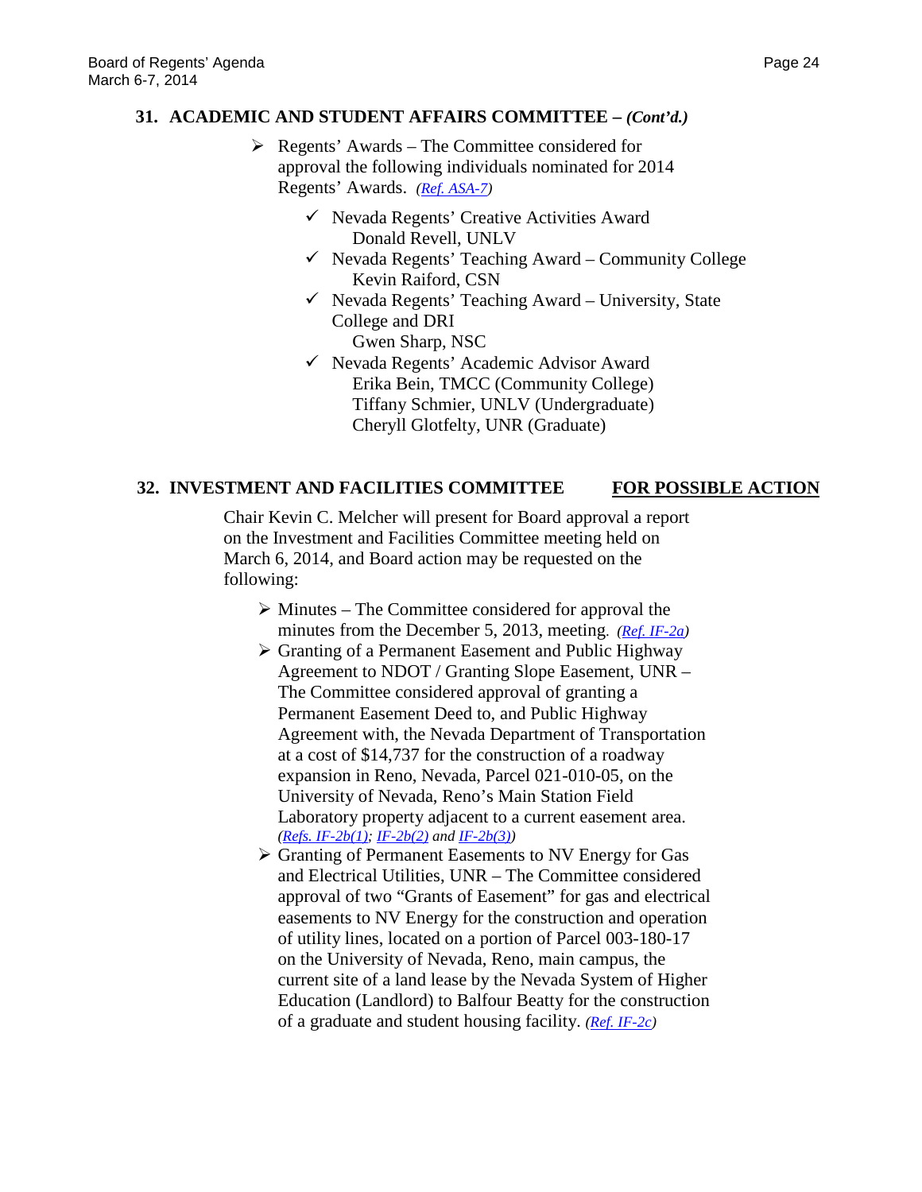## 31. ACADEMIC AND STUDENT AFFAIRS COMMITTEE – *(Cont'd.)*

- Regents' Awards – The Committee considered for approval the following individuals nominated for 2014 Regents' Awards. *(Ref. ASA-7)*
  - ✓ Nevada Regents' Creative Activities Award
    Donald Revell, UNLV
  - ✓ Nevada Regents' Teaching Award – Community College
    Kevin Raiford, CSN
  - ✓ Nevada Regents' Teaching Award – University, State College and DRI
    Gwen Sharp, NSC
  - ✓ Nevada Regents' Academic Advisor Award
    Erika Bein, TMCC (Community College)
    Tiffany Schmier, UNLV (Undergraduate)
    Cheryll Glotfelty, UNR (Graduate)

## 32. INVESTMENT AND FACILITIES COMMITTEE — FOR POSSIBLE ACTION

Chair Kevin C. Melcher will present for Board approval a report on the Investment and Facilities Committee meeting held on March 6, 2014, and Board action may be requested on the following:

- Minutes – The Committee considered for approval the minutes from the December 5, 2013, meeting. *(Ref. IF-2a)*
- Granting of a Permanent Easement and Public Highway Agreement to NDOT / Granting Slope Easement, UNR – The Committee considered approval of granting a Permanent Easement Deed to, and Public Highway Agreement with, the Nevada Department of Transportation at a cost of $14,737 for the construction of a roadway expansion in Reno, Nevada, Parcel 021-010-05, on the University of Nevada, Reno's Main Station Field Laboratory property adjacent to a current easement area. *(Refs. IF-2b(1); IF-2b(2) and IF-2b(3))*
- Granting of Permanent Easements to NV Energy for Gas and Electrical Utilities, UNR – The Committee considered approval of two "Grants of Easement" for gas and electrical easements to NV Energy for the construction and operation of utility lines, located on a portion of Parcel 003-180-17 on the University of Nevada, Reno, main campus, the current site of a land lease by the Nevada System of Higher Education (Landlord) to Balfour Beatty for the construction of a graduate and student housing facility. *(Ref. IF-2c)*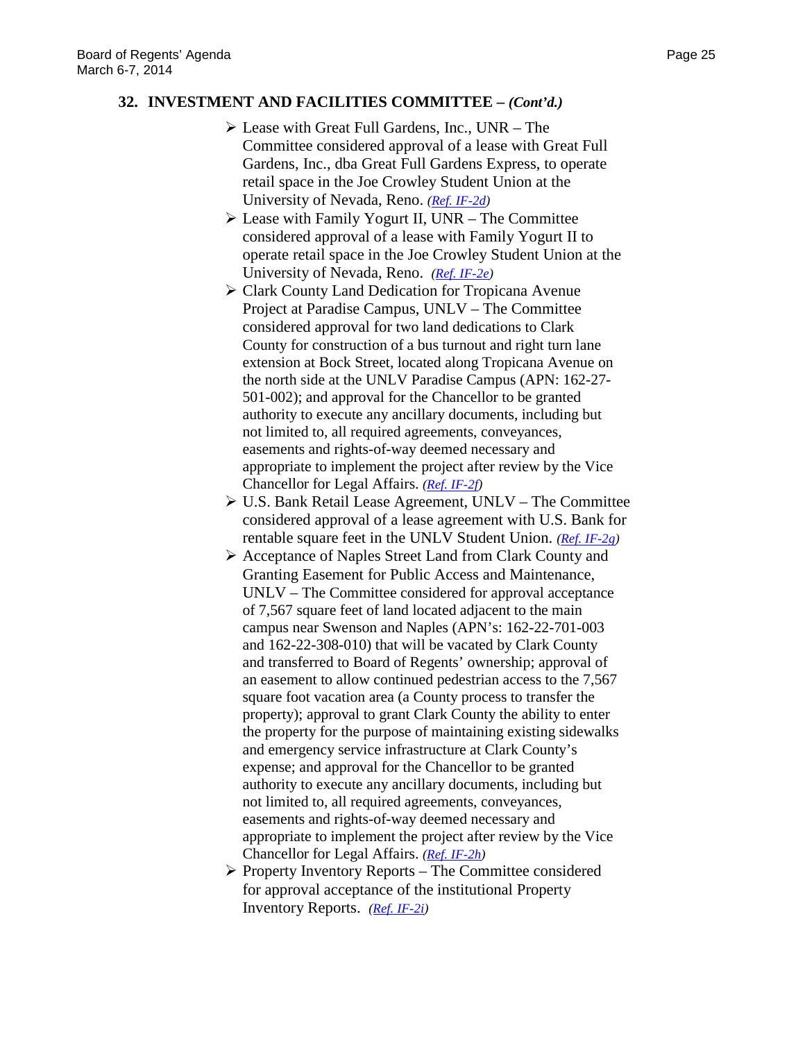## 32. INVESTMENT AND FACILITIES COMMITTEE – *(Cont'd.)*

- Lease with Great Full Gardens, Inc., UNR – The Committee considered approval of a lease with Great Full Gardens, Inc., dba Great Full Gardens Express, to operate retail space in the Joe Crowley Student Union at the University of Nevada, Reno. *(Ref. IF-2d)*
- Lease with Family Yogurt II, UNR – The Committee considered approval of a lease with Family Yogurt II to operate retail space in the Joe Crowley Student Union at the University of Nevada, Reno. *(Ref. IF-2e)*
- Clark County Land Dedication for Tropicana Avenue Project at Paradise Campus, UNLV – The Committee considered approval for two land dedications to Clark County for construction of a bus turnout and right turn lane extension at Bock Street, located along Tropicana Avenue on the north side at the UNLV Paradise Campus (APN: 162-27-501-002); and approval for the Chancellor to be granted authority to execute any ancillary documents, including but not limited to, all required agreements, conveyances, easements and rights-of-way deemed necessary and appropriate to implement the project after review by the Vice Chancellor for Legal Affairs. *(Ref. IF-2f)*
- U.S. Bank Retail Lease Agreement, UNLV – The Committee considered approval of a lease agreement with U.S. Bank for rentable square feet in the UNLV Student Union. *(Ref. IF-2g)*
- Acceptance of Naples Street Land from Clark County and Granting Easement for Public Access and Maintenance, UNLV – The Committee considered for approval acceptance of 7,567 square feet of land located adjacent to the main campus near Swenson and Naples (APN's: 162-22-701-003 and 162-22-308-010) that will be vacated by Clark County and transferred to Board of Regents' ownership; approval of an easement to allow continued pedestrian access to the 7,567 square foot vacation area (a County process to transfer the property); approval to grant Clark County the ability to enter the property for the purpose of maintaining existing sidewalks and emergency service infrastructure at Clark County's expense; and approval for the Chancellor to be granted authority to execute any ancillary documents, including but not limited to, all required agreements, conveyances, easements and rights-of-way deemed necessary and appropriate to implement the project after review by the Vice Chancellor for Legal Affairs. *(Ref. IF-2h)*
- Property Inventory Reports – The Committee considered for approval acceptance of the institutional Property Inventory Reports. *(Ref. IF-2i)*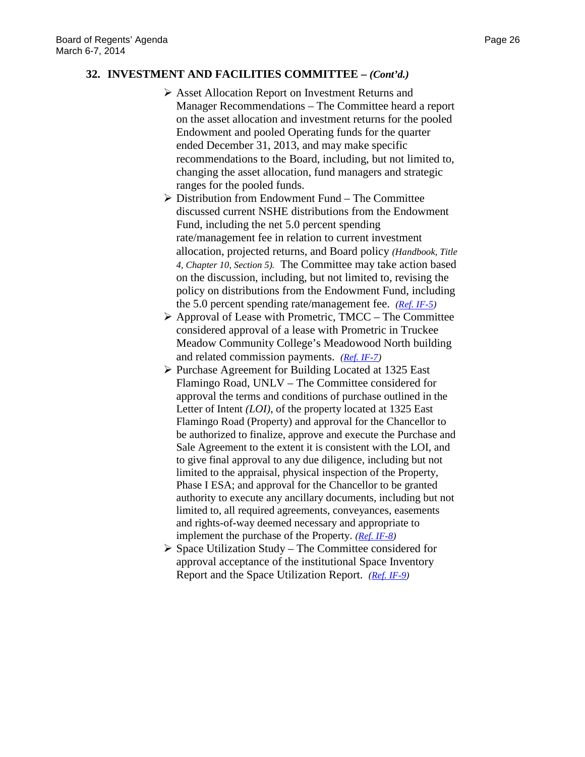## 32. INVESTMENT AND FACILITIES COMMITTEE – *(Cont'd.)*

- Asset Allocation Report on Investment Returns and Manager Recommendations – The Committee heard a report on the asset allocation and investment returns for the pooled Endowment and pooled Operating funds for the quarter ended December 31, 2013, and may make specific recommendations to the Board, including, but not limited to, changing the asset allocation, fund managers and strategic ranges for the pooled funds.
- Distribution from Endowment Fund – The Committee discussed current NSHE distributions from the Endowment Fund, including the net 5.0 percent spending rate/management fee in relation to current investment allocation, projected returns, and Board policy *(Handbook, Title 4, Chapter 10, Section 5).* The Committee may take action based on the discussion, including, but not limited to, revising the policy on distributions from the Endowment Fund, including the 5.0 percent spending rate/management fee. *(Ref. IF-5)*
- Approval of Lease with Prometric, TMCC – The Committee considered approval of a lease with Prometric in Truckee Meadow Community College's Meadowood North building and related commission payments. *(Ref. IF-7)*
- Purchase Agreement for Building Located at 1325 East Flamingo Road, UNLV – The Committee considered for approval the terms and conditions of purchase outlined in the Letter of Intent *(LOI)*, of the property located at 1325 East Flamingo Road (Property) and approval for the Chancellor to be authorized to finalize, approve and execute the Purchase and Sale Agreement to the extent it is consistent with the LOI, and to give final approval to any due diligence, including but not limited to the appraisal, physical inspection of the Property, Phase I ESA; and approval for the Chancellor to be granted authority to execute any ancillary documents, including but not limited to, all required agreements, conveyances, easements and rights-of-way deemed necessary and appropriate to implement the purchase of the Property. *(Ref. IF-8)*
- Space Utilization Study – The Committee considered for approval acceptance of the institutional Space Inventory Report and the Space Utilization Report. *(Ref. IF-9)*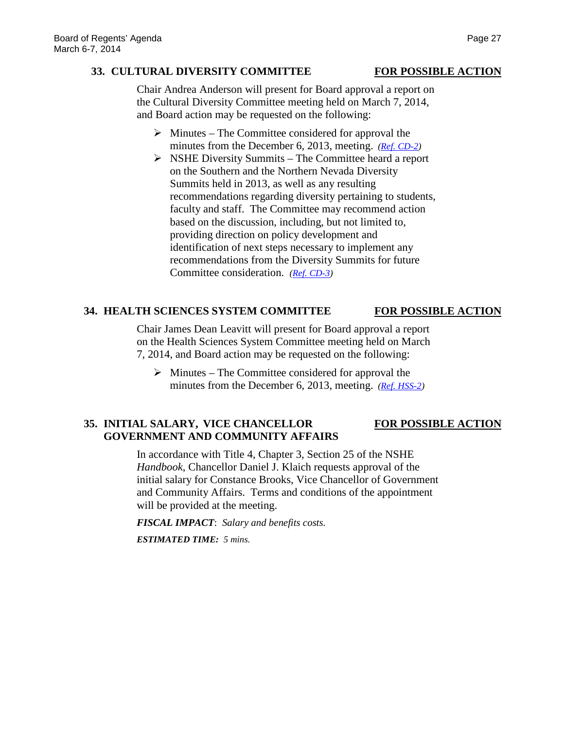## 33. CULTURAL DIVERSITY COMMITTEE **FOR POSSIBLE ACTION**

Chair Andrea Anderson will present for Board approval a report on the Cultural Diversity Committee meeting held on March 7, 2014, and Board action may be requested on the following:

- Minutes – The Committee considered for approval the minutes from the December 6, 2013, meeting. *(Ref. CD-2)*
- NSHE Diversity Summits – The Committee heard a report on the Southern and the Northern Nevada Diversity Summits held in 2013, as well as any resulting recommendations regarding diversity pertaining to students, faculty and staff. The Committee may recommend action based on the discussion, including, but not limited to, providing direction on policy development and identification of next steps necessary to implement any recommendations from the Diversity Summits for future Committee consideration. *(Ref. CD-3)*

## 34. HEALTH SCIENCES SYSTEM COMMITTEE **FOR POSSIBLE ACTION**

Chair James Dean Leavitt will present for Board approval a report on the Health Sciences System Committee meeting held on March 7, 2014, and Board action may be requested on the following:

- Minutes – The Committee considered for approval the minutes from the December 6, 2013, meeting. *(Ref. HSS-2)*

## 35. INITIAL SALARY, VICE CHANCELLOR GOVERNMENT AND COMMUNITY AFFAIRS **FOR POSSIBLE ACTION**

In accordance with Title 4, Chapter 3, Section 25 of the NSHE *Handbook*, Chancellor Daniel J. Klaich requests approval of the initial salary for Constance Brooks, Vice Chancellor of Government and Community Affairs. Terms and conditions of the appointment will be provided at the meeting.

***FISCAL IMPACT***: *Salary and benefits costs.*

***ESTIMATED TIME:*** *5 mins.*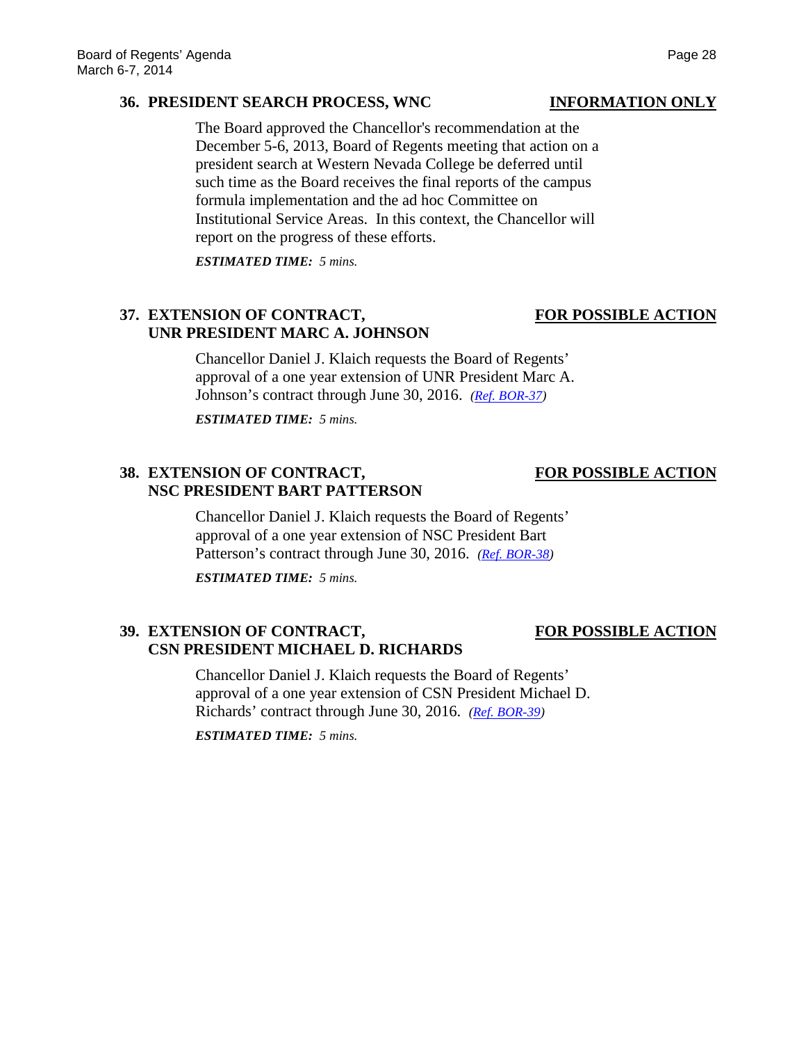**36. PRESIDENT SEARCH PROCESS, WNC** **INFORMATION ONLY**

The Board approved the Chancellor's recommendation at the December 5-6, 2013, Board of Regents meeting that action on a president search at Western Nevada College be deferred until such time as the Board receives the final reports of the campus formula implementation and the ad hoc Committee on Institutional Service Areas. In this context, the Chancellor will report on the progress of these efforts.

***ESTIMATED TIME:*** *5 mins.*

**37. EXTENSION OF CONTRACT, UNR PRESIDENT MARC A. JOHNSON** **FOR POSSIBLE ACTION**

Chancellor Daniel J. Klaich requests the Board of Regents' approval of a one year extension of UNR President Marc A. Johnson's contract through June 30, 2016. *(Ref. BOR-37)*

***ESTIMATED TIME:*** *5 mins.*

**38. EXTENSION OF CONTRACT, NSC PRESIDENT BART PATTERSON** **FOR POSSIBLE ACTION**

Chancellor Daniel J. Klaich requests the Board of Regents' approval of a one year extension of NSC President Bart Patterson's contract through June 30, 2016. *(Ref. BOR-38)*

***ESTIMATED TIME:*** *5 mins.*

**39. EXTENSION OF CONTRACT, CSN PRESIDENT MICHAEL D. RICHARDS** **FOR POSSIBLE ACTION**

Chancellor Daniel J. Klaich requests the Board of Regents' approval of a one year extension of CSN President Michael D. Richards' contract through June 30, 2016. *(Ref. BOR-39)*

***ESTIMATED TIME:*** *5 mins.*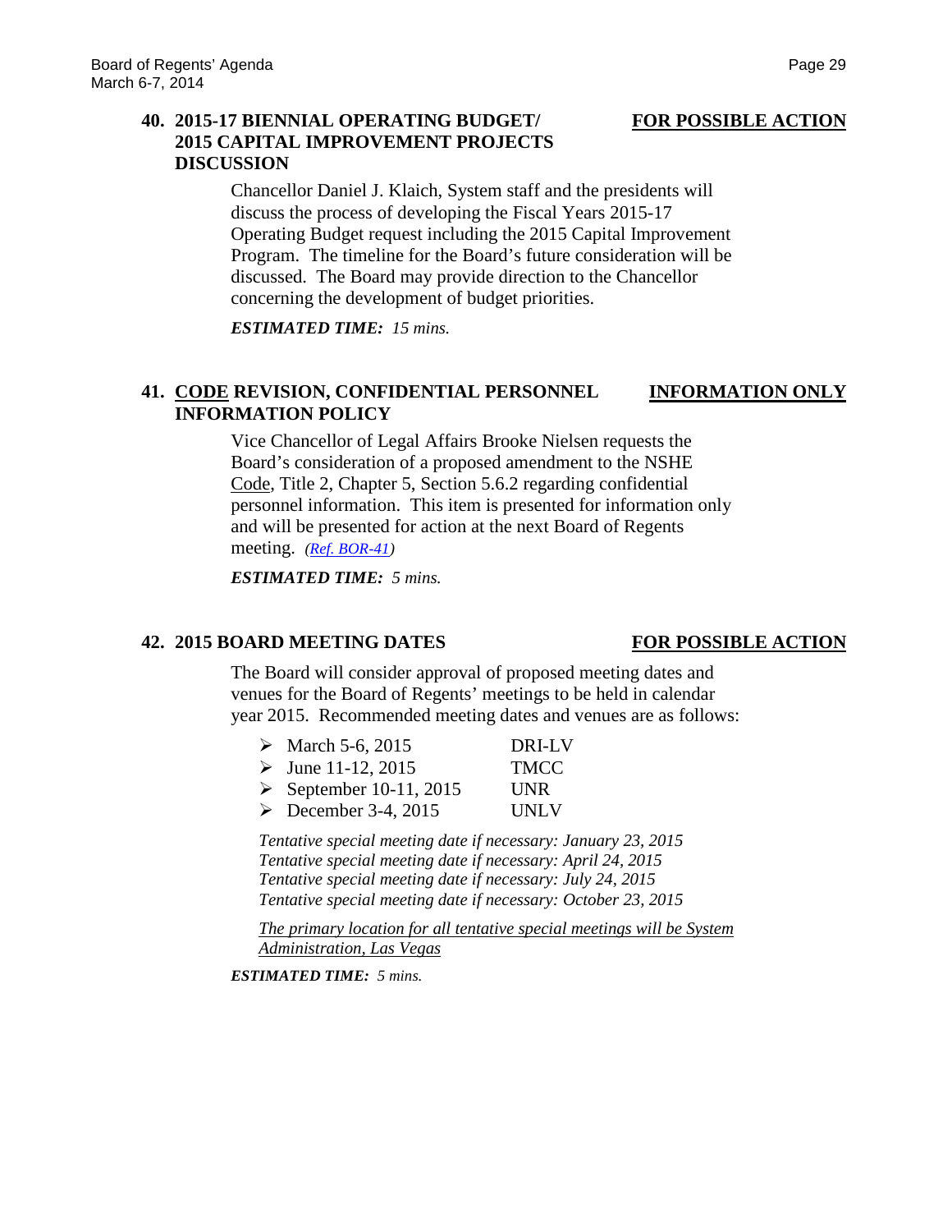## 40. 2015-17 BIENNIAL OPERATING BUDGET/ 2015 CAPITAL IMPROVEMENT PROJECTS DISCUSSION — FOR POSSIBLE ACTION

Chancellor Daniel J. Klaich, System staff and the presidents will discuss the process of developing the Fiscal Years 2015-17 Operating Budget request including the 2015 Capital Improvement Program. The timeline for the Board's future consideration will be discussed. The Board may provide direction to the Chancellor concerning the development of budget priorities.

***ESTIMATED TIME:*** *15 mins.*

## 41. CODE REVISION, CONFIDENTIAL PERSONNEL INFORMATION POLICY — INFORMATION ONLY

Vice Chancellor of Legal Affairs Brooke Nielsen requests the Board's consideration of a proposed amendment to the NSHE Code, Title 2, Chapter 5, Section 5.6.2 regarding confidential personnel information. This item is presented for information only and will be presented for action at the next Board of Regents meeting. *(Ref. BOR-41)*

***ESTIMATED TIME:*** *5 mins.*

## 42. 2015 BOARD MEETING DATES — FOR POSSIBLE ACTION

The Board will consider approval of proposed meeting dates and venues for the Board of Regents' meetings to be held in calendar year 2015. Recommended meeting dates and venues are as follows:

- March 5-6, 2015 — DRI-LV
- June 11-12, 2015 — TMCC
- September 10-11, 2015 — UNR
- December 3-4, 2015 — UNLV

*Tentative special meeting date if necessary: January 23, 2015*
*Tentative special meeting date if necessary: April 24, 2015*
*Tentative special meeting date if necessary: July 24, 2015*
*Tentative special meeting date if necessary: October 23, 2015*

*The primary location for all tentative special meetings will be System Administration, Las Vegas*

***ESTIMATED TIME:*** *5 mins.*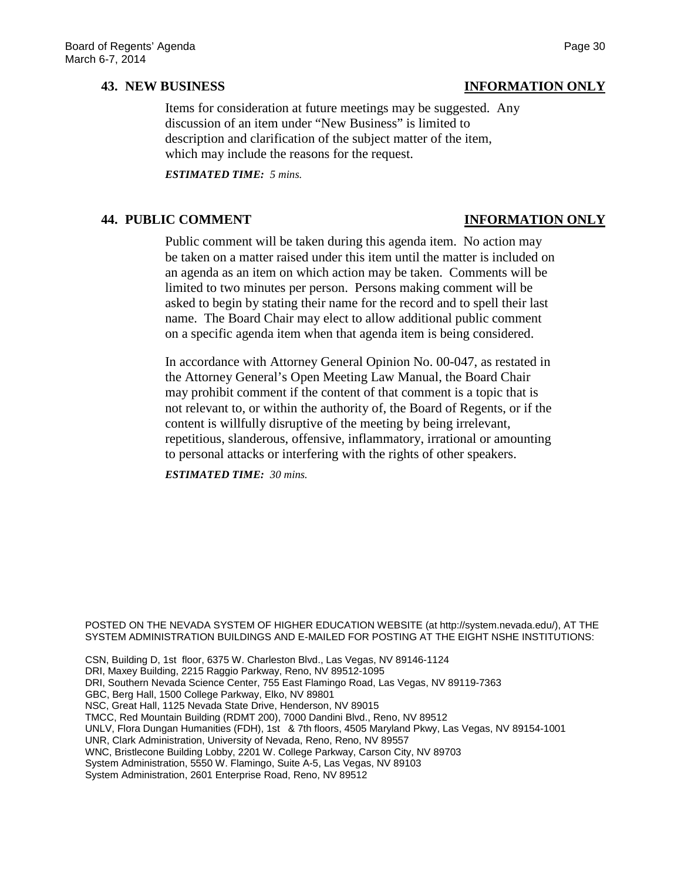## 43. NEW BUSINESS **INFORMATION ONLY**

Items for consideration at future meetings may be suggested. Any discussion of an item under "New Business" is limited to description and clarification of the subject matter of the item, which may include the reasons for the request.

***ESTIMATED TIME:*** *5 mins.*

## 44. PUBLIC COMMENT **INFORMATION ONLY**

Public comment will be taken during this agenda item. No action may be taken on a matter raised under this item until the matter is included on an agenda as an item on which action may be taken. Comments will be limited to two minutes per person. Persons making comment will be asked to begin by stating their name for the record and to spell their last name. The Board Chair may elect to allow additional public comment on a specific agenda item when that agenda item is being considered.

In accordance with Attorney General Opinion No. 00-047, as restated in the Attorney General's Open Meeting Law Manual, the Board Chair may prohibit comment if the content of that comment is a topic that is not relevant to, or within the authority of, the Board of Regents, or if the content is willfully disruptive of the meeting by being irrelevant, repetitious, slanderous, offensive, inflammatory, irrational or amounting to personal attacks or interfering with the rights of other speakers.

***ESTIMATED TIME:*** *30 mins.*

POSTED ON THE NEVADA SYSTEM OF HIGHER EDUCATION WEBSITE (at http://system.nevada.edu/), AT THE SYSTEM ADMINISTRATION BUILDINGS AND E-MAILED FOR POSTING AT THE EIGHT NSHE INSTITUTIONS:

CSN, Building D, 1st floor, 6375 W. Charleston Blvd., Las Vegas, NV 89146-1124
DRI, Maxey Building, 2215 Raggio Parkway, Reno, NV 89512-1095
DRI, Southern Nevada Science Center, 755 East Flamingo Road, Las Vegas, NV 89119-7363
GBC, Berg Hall, 1500 College Parkway, Elko, NV 89801
NSC, Great Hall, 1125 Nevada State Drive, Henderson, NV 89015
TMCC, Red Mountain Building (RDMT 200), 7000 Dandini Blvd., Reno, NV 89512
UNLV, Flora Dungan Humanities (FDH), 1st & 7th floors, 4505 Maryland Pkwy, Las Vegas, NV 89154-1001
UNR, Clark Administration, University of Nevada, Reno, Reno, NV 89557
WNC, Bristlecone Building Lobby, 2201 W. College Parkway, Carson City, NV 89703
System Administration, 5550 W. Flamingo, Suite A-5, Las Vegas, NV 89103
System Administration, 2601 Enterprise Road, Reno, NV 89512